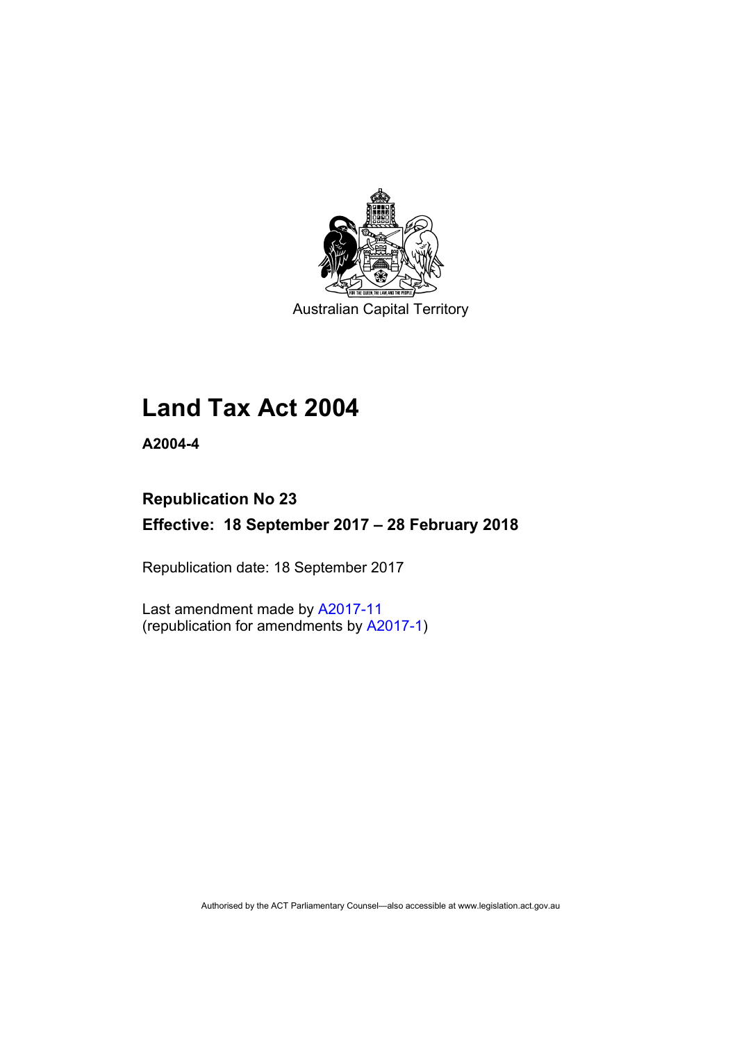Australian Capital Territory

# Land Tax Act 2004

**A2004-4**

## Republication No 23

## Effective: 18 September 2017 – 28 February 2018

Republication date: 18 September 2017

Last amendment made by A2017-11
(republication for amendments by A2017-1)

Authorised by the ACT Parliamentary Counsel—also accessible at www.legislation.act.gov.au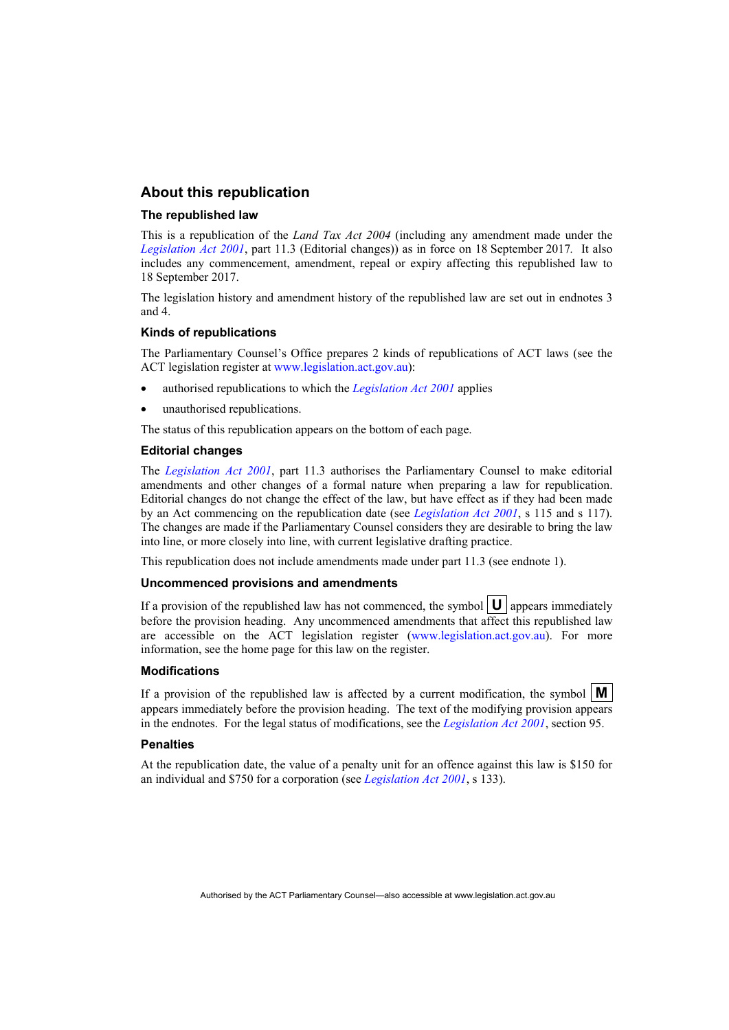## About this republication

### The republished law

This is a republication of the *Land Tax Act 2004* (including any amendment made under the *Legislation Act 2001*, part 11.3 (Editorial changes)) as in force on 18 September 2017*.* It also includes any commencement, amendment, repeal or expiry affecting this republished law to 18 September 2017.

The legislation history and amendment history of the republished law are set out in endnotes 3 and 4.

### Kinds of republications

The Parliamentary Counsel's Office prepares 2 kinds of republications of ACT laws (see the ACT legislation register at www.legislation.act.gov.au):

- authorised republications to which the *Legislation Act 2001* applies
- unauthorised republications.

The status of this republication appears on the bottom of each page.

### Editorial changes

The *Legislation Act 2001*, part 11.3 authorises the Parliamentary Counsel to make editorial amendments and other changes of a formal nature when preparing a law for republication. Editorial changes do not change the effect of the law, but have effect as if they had been made by an Act commencing on the republication date (see *Legislation Act 2001*, s 115 and s 117). The changes are made if the Parliamentary Counsel considers they are desirable to bring the law into line, or more closely into line, with current legislative drafting practice.

This republication does not include amendments made under part 11.3 (see endnote 1).

### Uncommenced provisions and amendments

If a provision of the republished law has not commenced, the symbol **U** appears immediately before the provision heading. Any uncommenced amendments that affect this republished law are accessible on the ACT legislation register (www.legislation.act.gov.au). For more information, see the home page for this law on the register.

### Modifications

If a provision of the republished law is affected by a current modification, the symbol **M** appears immediately before the provision heading. The text of the modifying provision appears in the endnotes. For the legal status of modifications, see the *Legislation Act 2001*, section 95.

### Penalties

At the republication date, the value of a penalty unit for an offence against this law is $150 for an individual and $750 for a corporation (see *Legislation Act 2001*, s 133).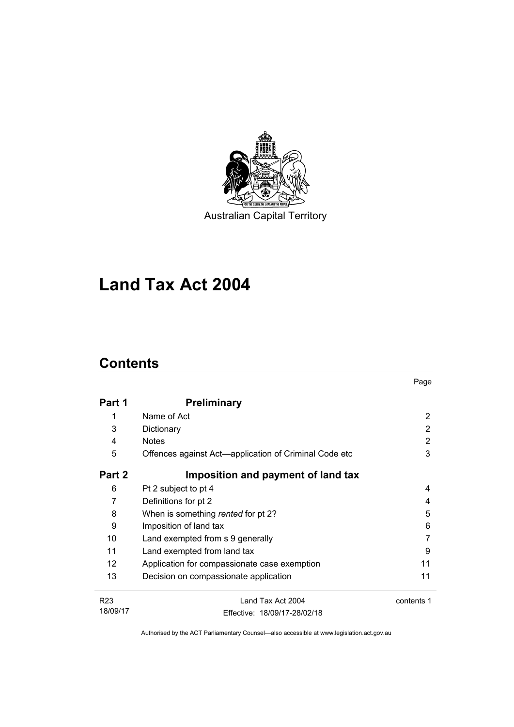Australian Capital Territory

# Land Tax Act 2004

## Contents

| | | Page |
|---|---|---|
| **Part 1** | **Preliminary** | |
| 1 | Name of Act | 2 |
| 3 | Dictionary | 2 |
| 4 | Notes | 2 |
| 5 | Offences against Act—application of Criminal Code etc | 3 |
| **Part 2** | **Imposition and payment of land tax** | |
| 6 | Pt 2 subject to pt 4 | 4 |
| 7 | Definitions for pt 2 | 4 |
| 8 | When is something *rented* for pt 2? | 5 |
| 9 | Imposition of land tax | 6 |
| 10 | Land exempted from s 9 generally | 7 |
| 11 | Land exempted from land tax | 9 |
| 12 | Application for compassionate case exemption | 11 |
| 13 | Decision on compassionate application | 11 |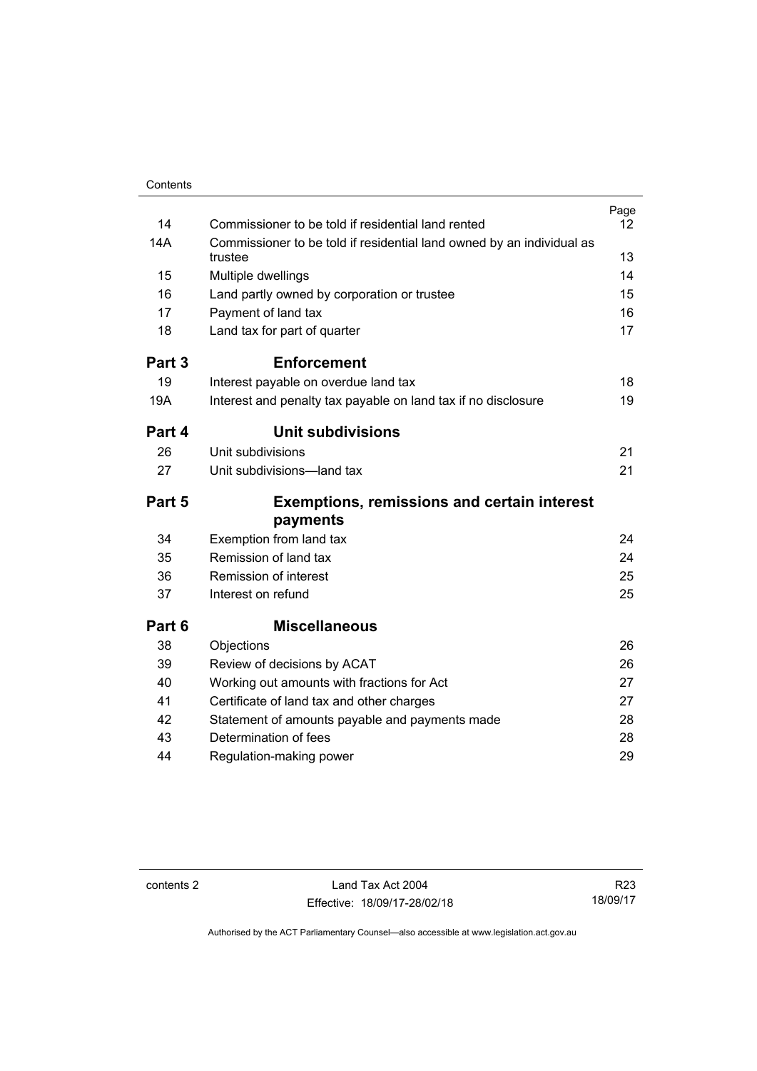| | | Page |
|---|---|---|
| 14 | Commissioner to be told if residential land rented | 12 |
| 14A | Commissioner to be told if residential land owned by an individual as trustee | 13 |
| 15 | Multiple dwellings | 14 |
| 16 | Land partly owned by corporation or trustee | 15 |
| 17 | Payment of land tax | 16 |
| 18 | Land tax for part of quarter | 17 |
| **Part 3** | **Enforcement** | |
| 19 | Interest payable on overdue land tax | 18 |
| 19A | Interest and penalty tax payable on land tax if no disclosure | 19 |
| **Part 4** | **Unit subdivisions** | |
| 26 | Unit subdivisions | 21 |
| 27 | Unit subdivisions—land tax | 21 |
| **Part 5** | **Exemptions, remissions and certain interest payments** | |
| 34 | Exemption from land tax | 24 |
| 35 | Remission of land tax | 24 |
| 36 | Remission of interest | 25 |
| 37 | Interest on refund | 25 |
| **Part 6** | **Miscellaneous** | |
| 38 | Objections | 26 |
| 39 | Review of decisions by ACAT | 26 |
| 40 | Working out amounts with fractions for Act | 27 |
| 41 | Certificate of land tax and other charges | 27 |
| 42 | Statement of amounts payable and payments made | 28 |
| 43 | Determination of fees | 28 |
| 44 | Regulation-making power | 29 |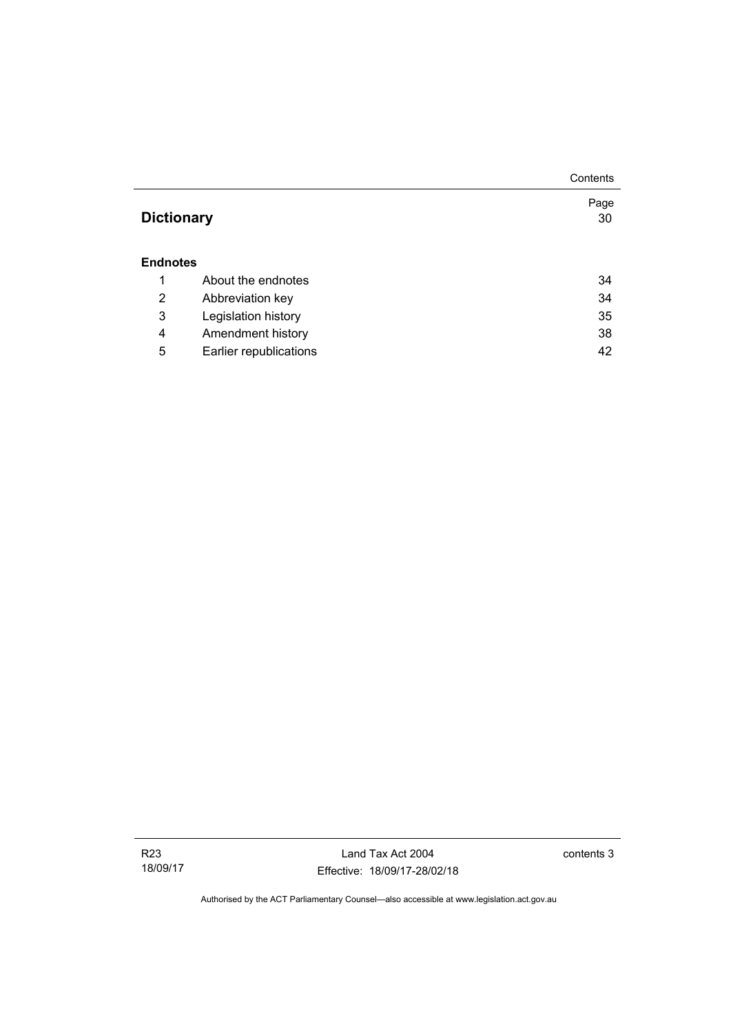| | | Page |
|---|---|---|
| **Dictionary** | | 30 |
| **Endnotes** | | |
| 1 | About the endnotes | 34 |
| 2 | Abbreviation key | 34 |
| 3 | Legislation history | 35 |
| 4 | Amendment history | 38 |
| 5 | Earlier republications | 42 |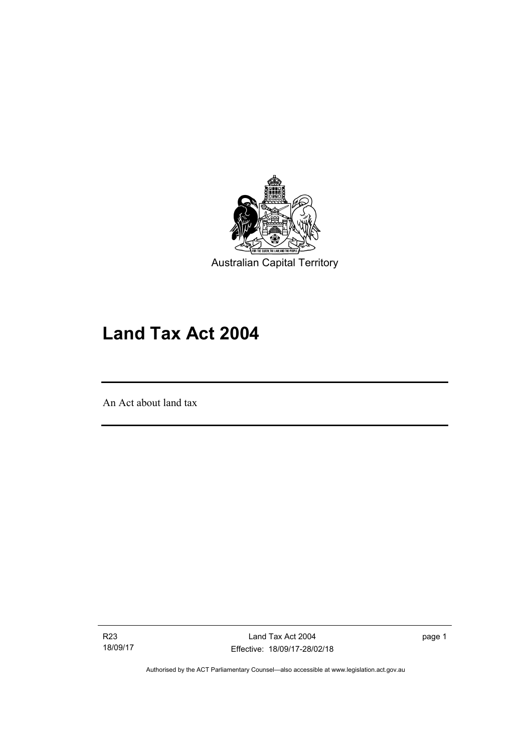Australian Capital Territory

# Land Tax Act 2004

An Act about land tax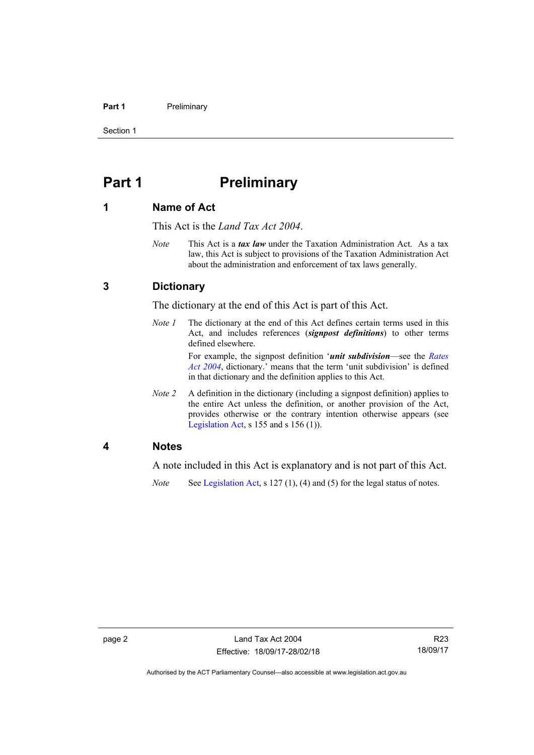# Part 1 Preliminary

## 1 Name of Act

This Act is the *Land Tax Act 2004*.

*Note* This Act is a ***tax law*** under the Taxation Administration Act. As a tax law, this Act is subject to provisions of the Taxation Administration Act about the administration and enforcement of tax laws generally.

## 3 Dictionary

The dictionary at the end of this Act is part of this Act.

*Note 1* The dictionary at the end of this Act defines certain terms used in this Act, and includes references (***signpost definitions***) to other terms defined elsewhere.

For example, the signpost definition '***unit subdivision***—see the *Rates Act 2004*, dictionary.' means that the term 'unit subdivision' is defined in that dictionary and the definition applies to this Act.

*Note 2* A definition in the dictionary (including a signpost definition) applies to the entire Act unless the definition, or another provision of the Act, provides otherwise or the contrary intention otherwise appears (see Legislation Act, s 155 and s 156 (1)).

## 4 Notes

A note included in this Act is explanatory and is not part of this Act.

*Note* See Legislation Act, s 127 (1), (4) and (5) for the legal status of notes.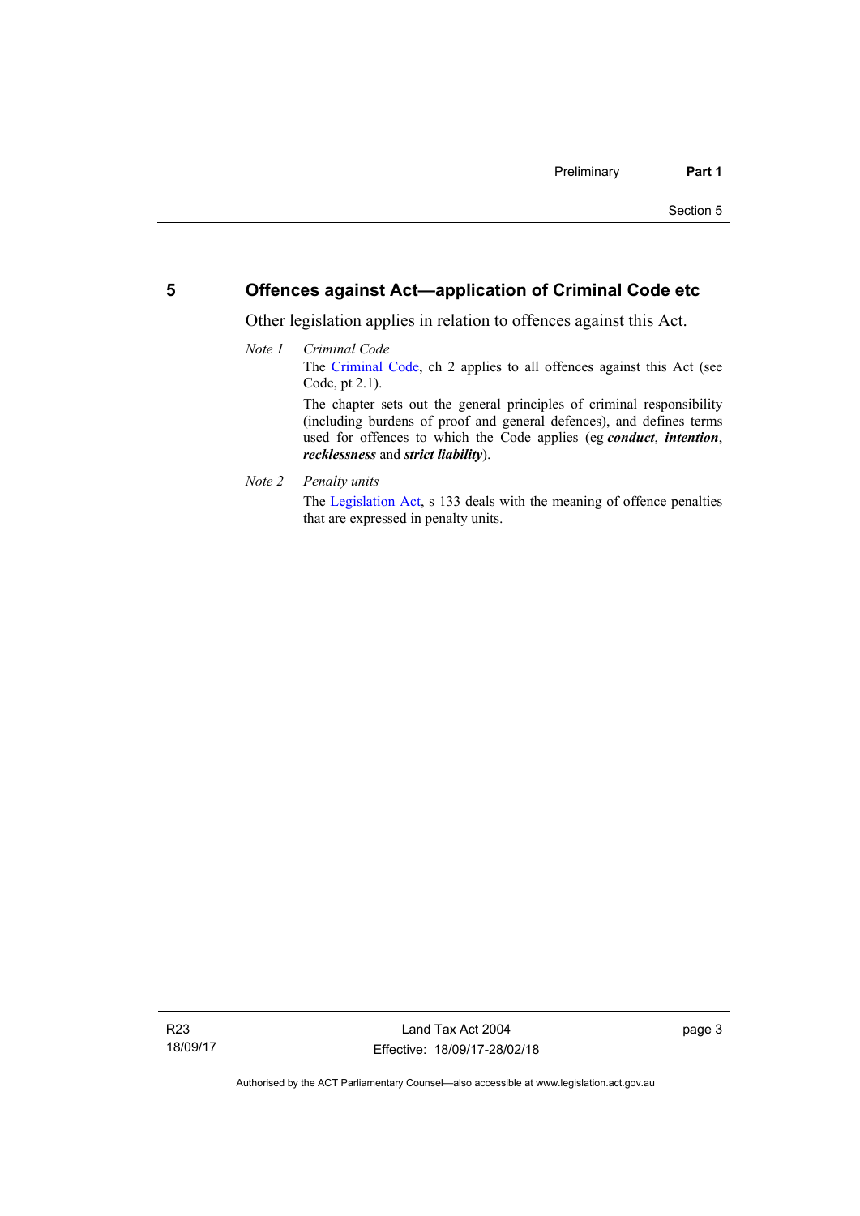## 5 Offences against Act—application of Criminal Code etc

Other legislation applies in relation to offences against this Act.

*Note 1* *Criminal Code*

The Criminal Code, ch 2 applies to all offences against this Act (see Code, pt 2.1).

The chapter sets out the general principles of criminal responsibility (including burdens of proof and general defences), and defines terms used for offences to which the Code applies (eg ***conduct***, ***intention***, ***recklessness*** and ***strict liability***).

*Note 2* *Penalty units*

The Legislation Act, s 133 deals with the meaning of offence penalties that are expressed in penalty units.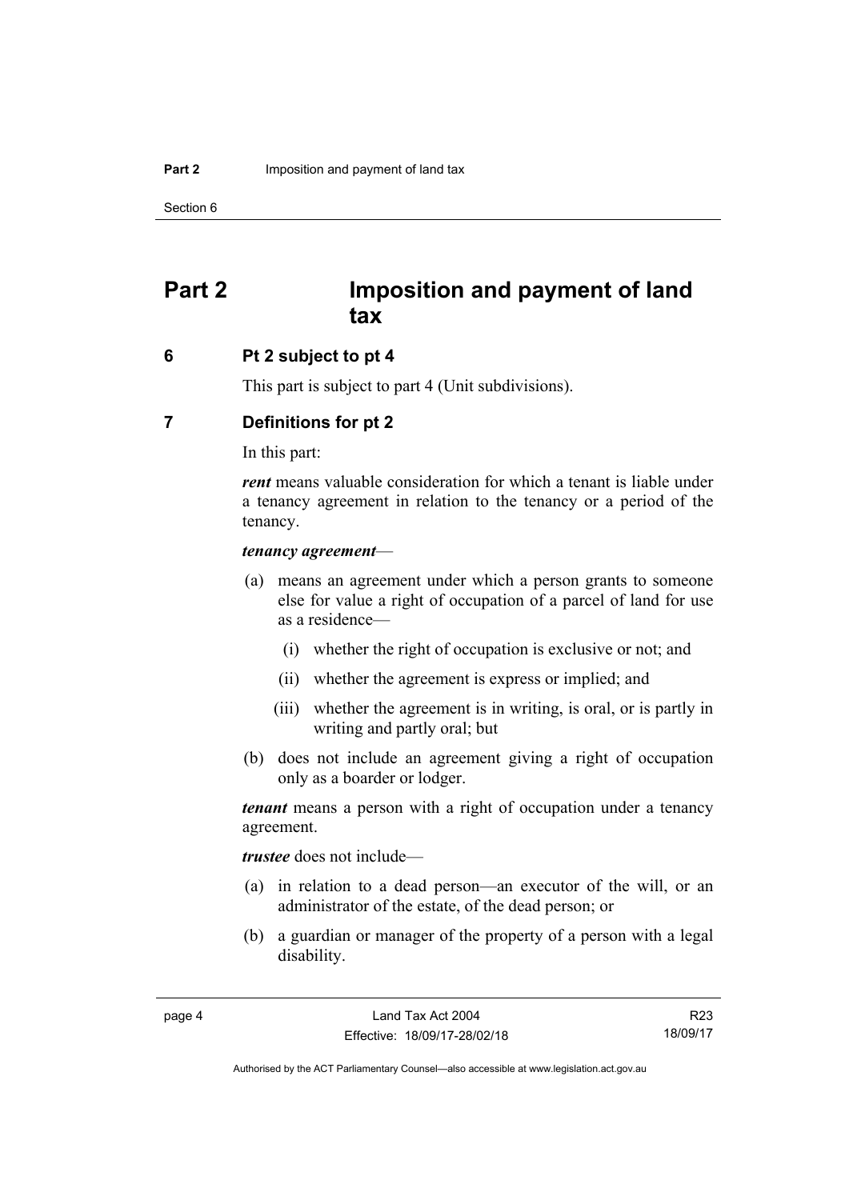# Part 2 Imposition and payment of land tax

## 6 Pt 2 subject to pt 4

This part is subject to part 4 (Unit subdivisions).

## 7 Definitions for pt 2

In this part:

***rent*** means valuable consideration for which a tenant is liable under a tenancy agreement in relation to the tenancy or a period of the tenancy.

***tenancy agreement***—

(a) means an agreement under which a person grants to someone else for value a right of occupation of a parcel of land for use as a residence—

  (i) whether the right of occupation is exclusive or not; and

  (ii) whether the agreement is express or implied; and

  (iii) whether the agreement is in writing, is oral, or is partly in writing and partly oral; but

(b) does not include an agreement giving a right of occupation only as a boarder or lodger.

***tenant*** means a person with a right of occupation under a tenancy agreement.

***trustee*** does not include—

(a) in relation to a dead person—an executor of the will, or an administrator of the estate, of the dead person; or

(b) a guardian or manager of the property of a person with a legal disability.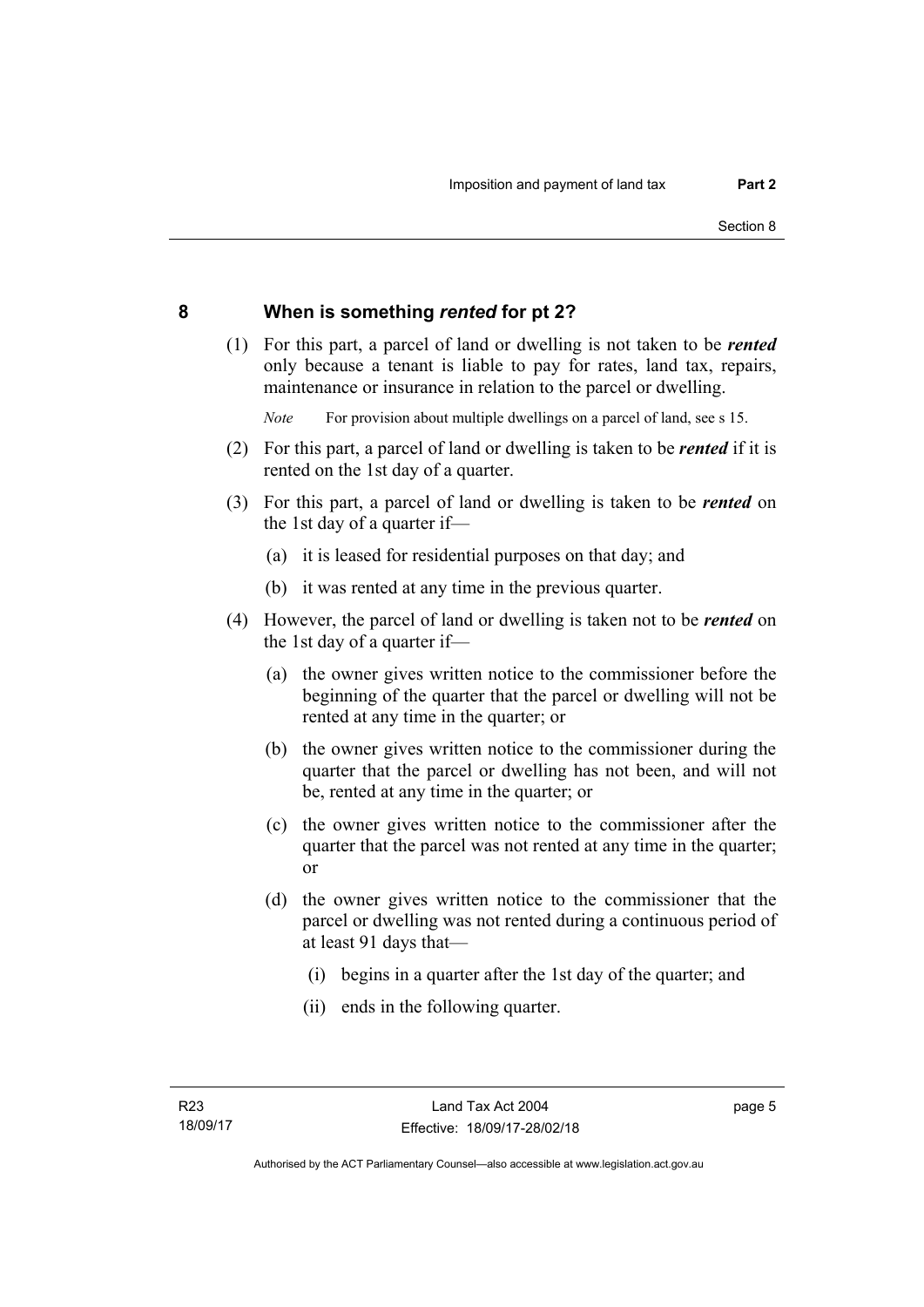## 8 When is something ***rented*** for pt 2?

(1) For this part, a parcel of land or dwelling is not taken to be ***rented*** only because a tenant is liable to pay for rates, land tax, repairs, maintenance or insurance in relation to the parcel or dwelling.

*Note* For provision about multiple dwellings on a parcel of land, see s 15.

(2) For this part, a parcel of land or dwelling is taken to be ***rented*** if it is rented on the 1st day of a quarter.

(3) For this part, a parcel of land or dwelling is taken to be ***rented*** on the 1st day of a quarter if—

(a) it is leased for residential purposes on that day; and

(b) it was rented at any time in the previous quarter.

(4) However, the parcel of land or dwelling is taken not to be ***rented*** on the 1st day of a quarter if—

(a) the owner gives written notice to the commissioner before the beginning of the quarter that the parcel or dwelling will not be rented at any time in the quarter; or

(b) the owner gives written notice to the commissioner during the quarter that the parcel or dwelling has not been, and will not be, rented at any time in the quarter; or

(c) the owner gives written notice to the commissioner after the quarter that the parcel was not rented at any time in the quarter; or

(d) the owner gives written notice to the commissioner that the parcel or dwelling was not rented during a continuous period of at least 91 days that—

(i) begins in a quarter after the 1st day of the quarter; and

(ii) ends in the following quarter.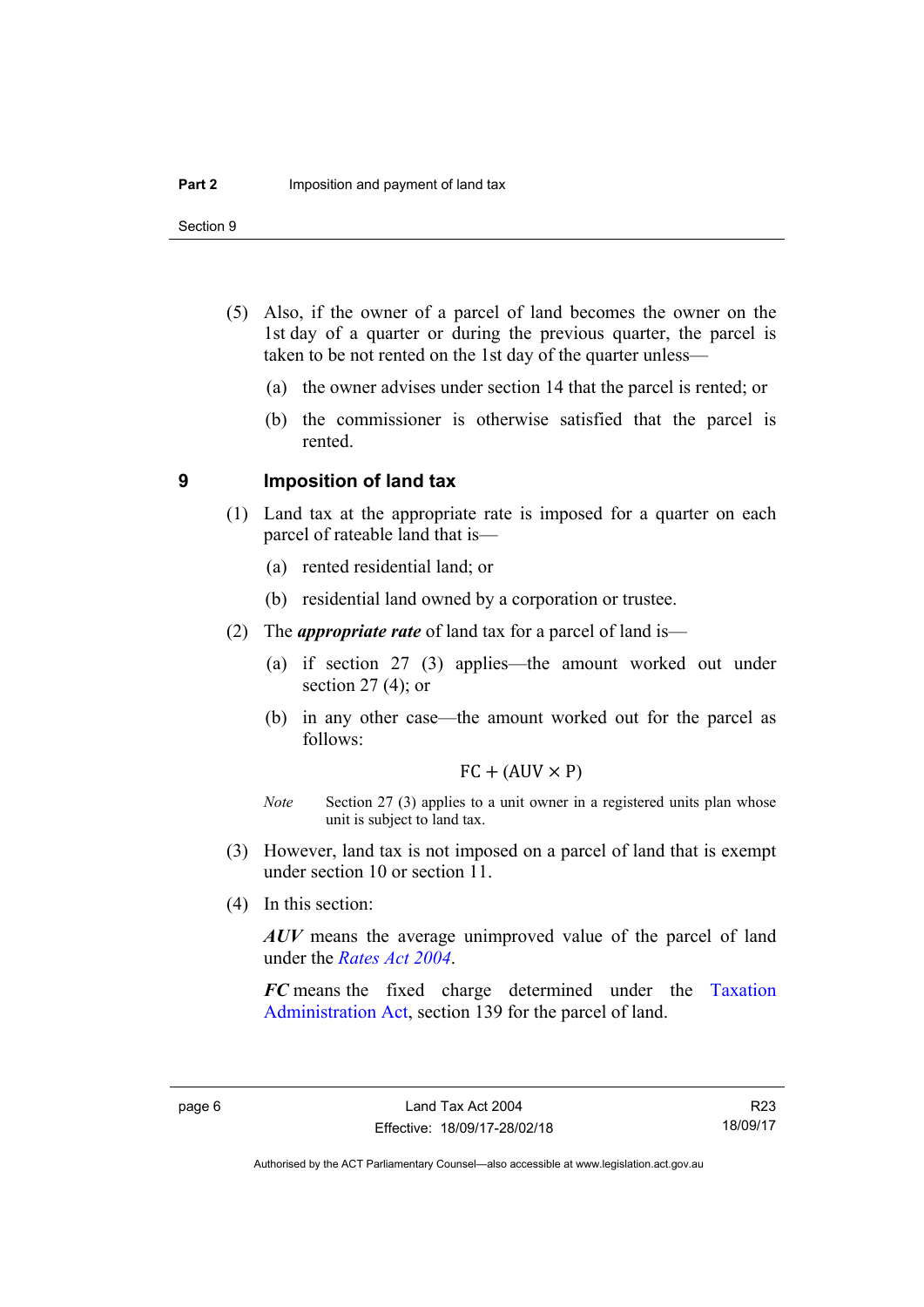(5) Also, if the owner of a parcel of land becomes the owner on the 1st day of a quarter or during the previous quarter, the parcel is taken to be not rented on the 1st day of the quarter unless—

(a) the owner advises under section 14 that the parcel is rented; or

(b) the commissioner is otherwise satisfied that the parcel is rented.

## 9 Imposition of land tax

(1) Land tax at the appropriate rate is imposed for a quarter on each parcel of rateable land that is—

(a) rented residential land; or

(b) residential land owned by a corporation or trustee.

(2) The ***appropriate rate*** of land tax for a parcel of land is—

(a) if section 27 (3) applies—the amount worked out under section 27 (4); or

(b) in any other case—the amount worked out for the parcel as follows:

$$FC + (AUV \times P)$$

*Note* Section 27 (3) applies to a unit owner in a registered units plan whose unit is subject to land tax.

(3) However, land tax is not imposed on a parcel of land that is exempt under section 10 or section 11.

(4) In this section:

***AUV*** means the average unimproved value of the parcel of land under the *Rates Act 2004*.

***FC*** means the fixed charge determined under the Taxation Administration Act, section 139 for the parcel of land.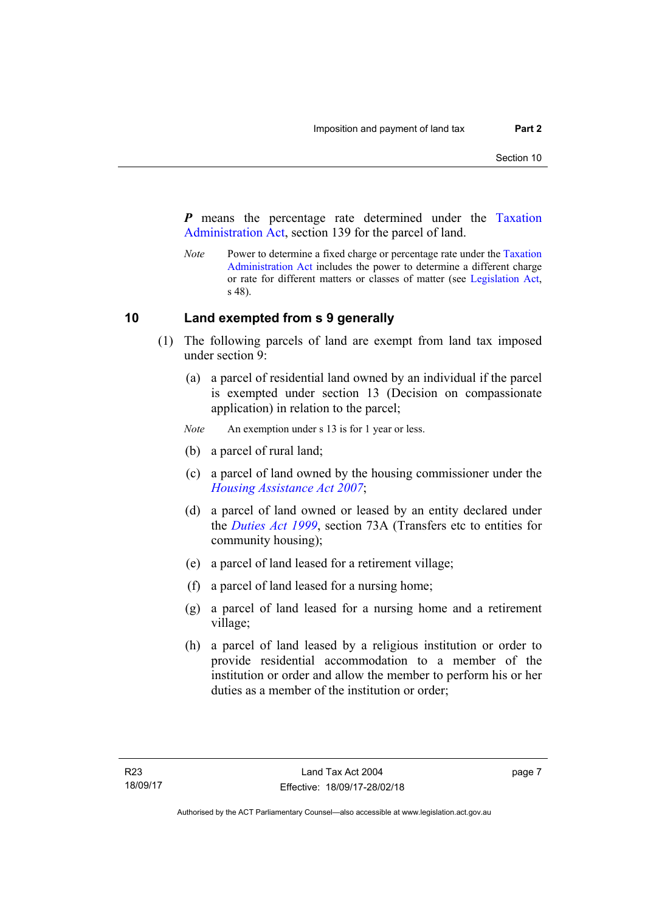***P*** means the percentage rate determined under the Taxation Administration Act, section 139 for the parcel of land.

*Note* Power to determine a fixed charge or percentage rate under the Taxation Administration Act includes the power to determine a different charge or rate for different matters or classes of matter (see Legislation Act, s 48).

## 10 Land exempted from s 9 generally

(1) The following parcels of land are exempt from land tax imposed under section 9:

(a) a parcel of residential land owned by an individual if the parcel is exempted under section 13 (Decision on compassionate application) in relation to the parcel;

*Note* An exemption under s 13 is for 1 year or less.

(b) a parcel of rural land;

(c) a parcel of land owned by the housing commissioner under the *Housing Assistance Act 2007*;

(d) a parcel of land owned or leased by an entity declared under the *Duties Act 1999*, section 73A (Transfers etc to entities for community housing);

(e) a parcel of land leased for a retirement village;

(f) a parcel of land leased for a nursing home;

(g) a parcel of land leased for a nursing home and a retirement village;

(h) a parcel of land leased by a religious institution or order to provide residential accommodation to a member of the institution or order and allow the member to perform his or her duties as a member of the institution or order;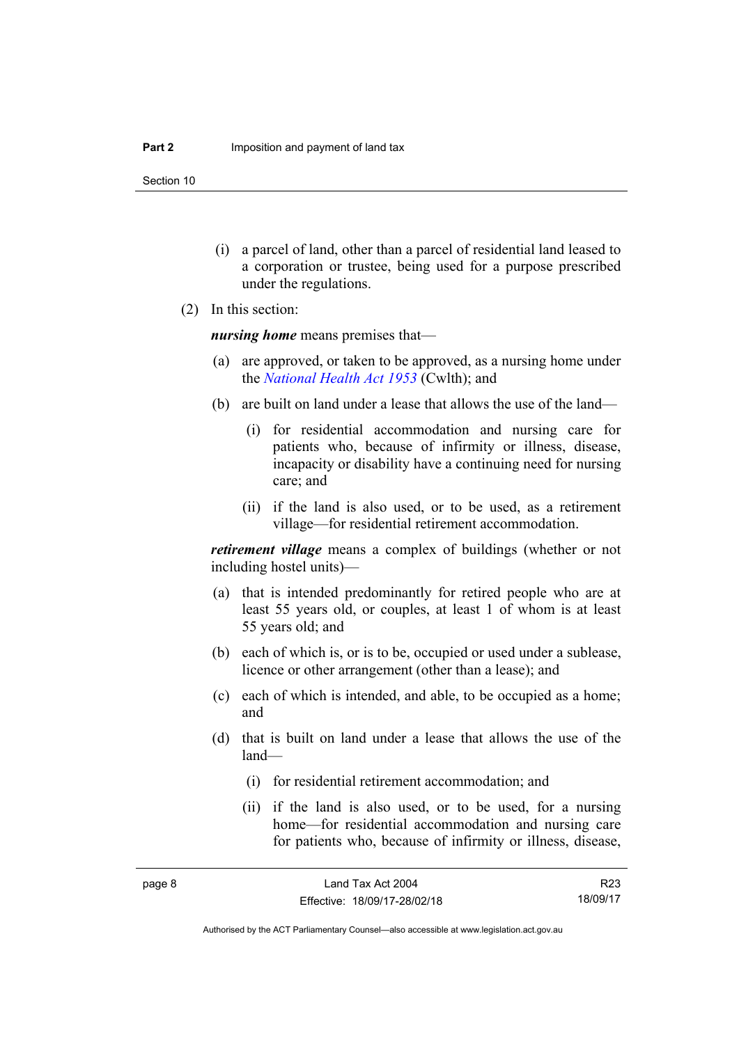(i) a parcel of land, other than a parcel of residential land leased to a corporation or trustee, being used for a purpose prescribed under the regulations.

(2) In this section:

***nursing home*** means premises that—

(a) are approved, or taken to be approved, as a nursing home under the *National Health Act 1953* (Cwlth); and

(b) are built on land under a lease that allows the use of the land—

(i) for residential accommodation and nursing care for patients who, because of infirmity or illness, disease, incapacity or disability have a continuing need for nursing care; and

(ii) if the land is also used, or to be used, as a retirement village—for residential retirement accommodation.

***retirement village*** means a complex of buildings (whether or not including hostel units)—

(a) that is intended predominantly for retired people who are at least 55 years old, or couples, at least 1 of whom is at least 55 years old; and

(b) each of which is, or is to be, occupied or used under a sublease, licence or other arrangement (other than a lease); and

(c) each of which is intended, and able, to be occupied as a home; and

(d) that is built on land under a lease that allows the use of the land—

(i) for residential retirement accommodation; and

(ii) if the land is also used, or to be used, for a nursing home—for residential accommodation and nursing care for patients who, because of infirmity or illness, disease,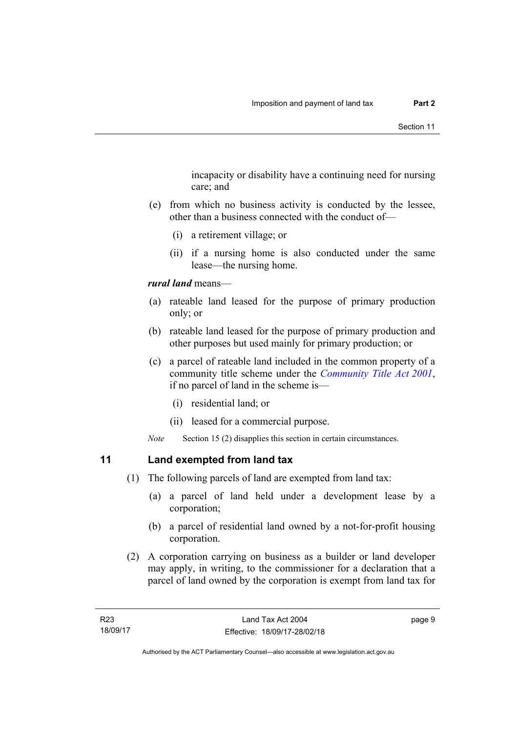incapacity or disability have a continuing need for nursing care; and

(e) from which no business activity is conducted by the lessee, other than a business connected with the conduct of—

(i) a retirement village; or

(ii) if a nursing home is also conducted under the same lease—the nursing home.

***rural land*** means—

(a) rateable land leased for the purpose of primary production only; or

(b) rateable land leased for the purpose of primary production and other purposes but used mainly for primary production; or

(c) a parcel of rateable land included in the common property of a community title scheme under the *Community Title Act 2001*, if no parcel of land in the scheme is—

(i) residential land; or

(ii) leased for a commercial purpose.

*Note* Section 15 (2) disapplies this section in certain circumstances.

## 11 Land exempted from land tax

(1) The following parcels of land are exempted from land tax:

(a) a parcel of land held under a development lease by a corporation;

(b) a parcel of residential land owned by a not-for-profit housing corporation.

(2) A corporation carrying on business as a builder or land developer may apply, in writing, to the commissioner for a declaration that a parcel of land owned by the corporation is exempt from land tax for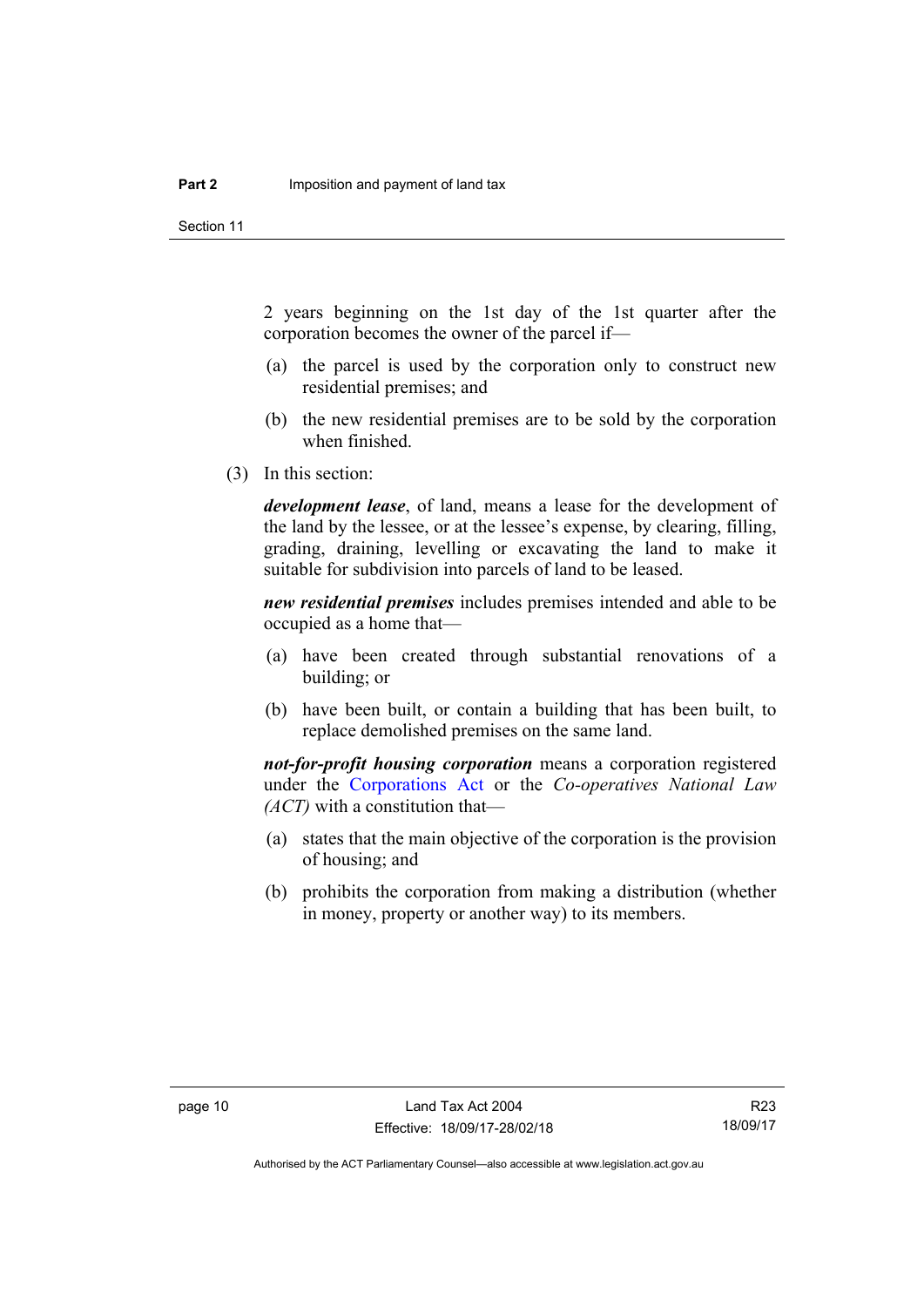2 years beginning on the 1st day of the 1st quarter after the corporation becomes the owner of the parcel if—

(a) the parcel is used by the corporation only to construct new residential premises; and

(b) the new residential premises are to be sold by the corporation when finished.

(3) In this section:

***development lease***, of land, means a lease for the development of the land by the lessee, or at the lessee's expense, by clearing, filling, grading, draining, levelling or excavating the land to make it suitable for subdivision into parcels of land to be leased.

***new residential premises*** includes premises intended and able to be occupied as a home that—

(a) have been created through substantial renovations of a building; or

(b) have been built, or contain a building that has been built, to replace demolished premises on the same land.

***not-for-profit housing corporation*** means a corporation registered under the Corporations Act or the *Co-operatives National Law (ACT)* with a constitution that—

(a) states that the main objective of the corporation is the provision of housing; and

(b) prohibits the corporation from making a distribution (whether in money, property or another way) to its members.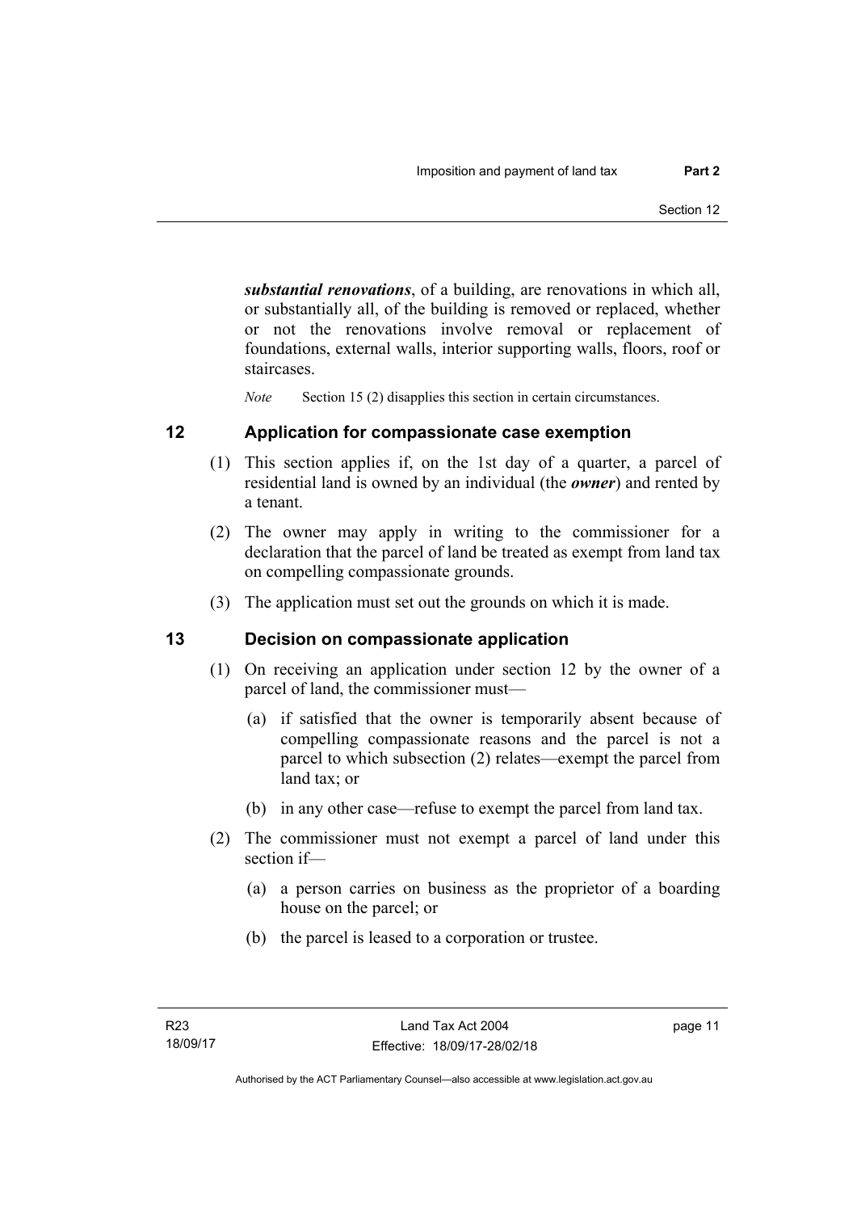***substantial renovations***, of a building, are renovations in which all, or substantially all, of the building is removed or replaced, whether or not the renovations involve removal or replacement of foundations, external walls, interior supporting walls, floors, roof or staircases.

*Note* Section 15 (2) disapplies this section in certain circumstances.

## 12 Application for compassionate case exemption

(1) This section applies if, on the 1st day of a quarter, a parcel of residential land is owned by an individual (the ***owner***) and rented by a tenant.

(2) The owner may apply in writing to the commissioner for a declaration that the parcel of land be treated as exempt from land tax on compelling compassionate grounds.

(3) The application must set out the grounds on which it is made.

## 13 Decision on compassionate application

(1) On receiving an application under section 12 by the owner of a parcel of land, the commissioner must—

(a) if satisfied that the owner is temporarily absent because of compelling compassionate reasons and the parcel is not a parcel to which subsection (2) relates—exempt the parcel from land tax; or

(b) in any other case—refuse to exempt the parcel from land tax.

(2) The commissioner must not exempt a parcel of land under this section if—

(a) a person carries on business as the proprietor of a boarding house on the parcel; or

(b) the parcel is leased to a corporation or trustee.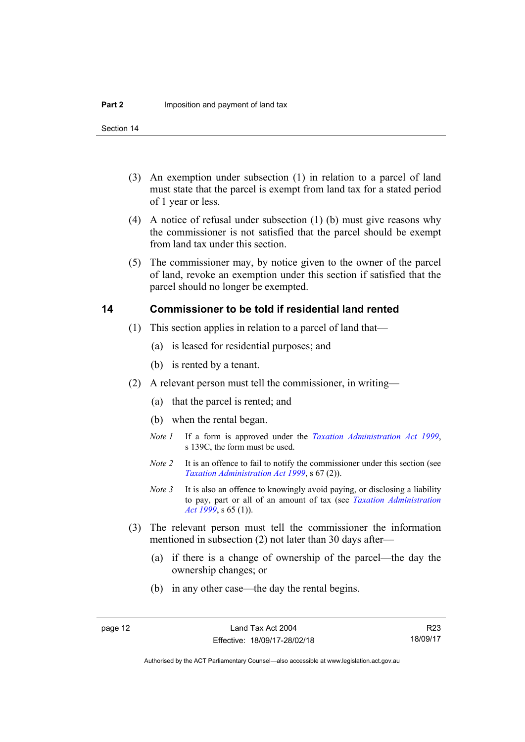(3) An exemption under subsection (1) in relation to a parcel of land must state that the parcel is exempt from land tax for a stated period of 1 year or less.

(4) A notice of refusal under subsection (1) (b) must give reasons why the commissioner is not satisfied that the parcel should be exempt from land tax under this section.

(5) The commissioner may, by notice given to the owner of the parcel of land, revoke an exemption under this section if satisfied that the parcel should no longer be exempted.

## 14 Commissioner to be told if residential land rented

(1) This section applies in relation to a parcel of land that—

(a) is leased for residential purposes; and

(b) is rented by a tenant.

(2) A relevant person must tell the commissioner, in writing—

(a) that the parcel is rented; and

(b) when the rental began.

*Note 1* If a form is approved under the *Taxation Administration Act 1999*, s 139C, the form must be used.

*Note 2* It is an offence to fail to notify the commissioner under this section (see *Taxation Administration Act 1999*, s 67 (2)).

*Note 3* It is also an offence to knowingly avoid paying, or disclosing a liability to pay, part or all of an amount of tax (see *Taxation Administration Act 1999*, s 65 (1)).

(3) The relevant person must tell the commissioner the information mentioned in subsection (2) not later than 30 days after—

(a) if there is a change of ownership of the parcel—the day the ownership changes; or

(b) in any other case—the day the rental begins.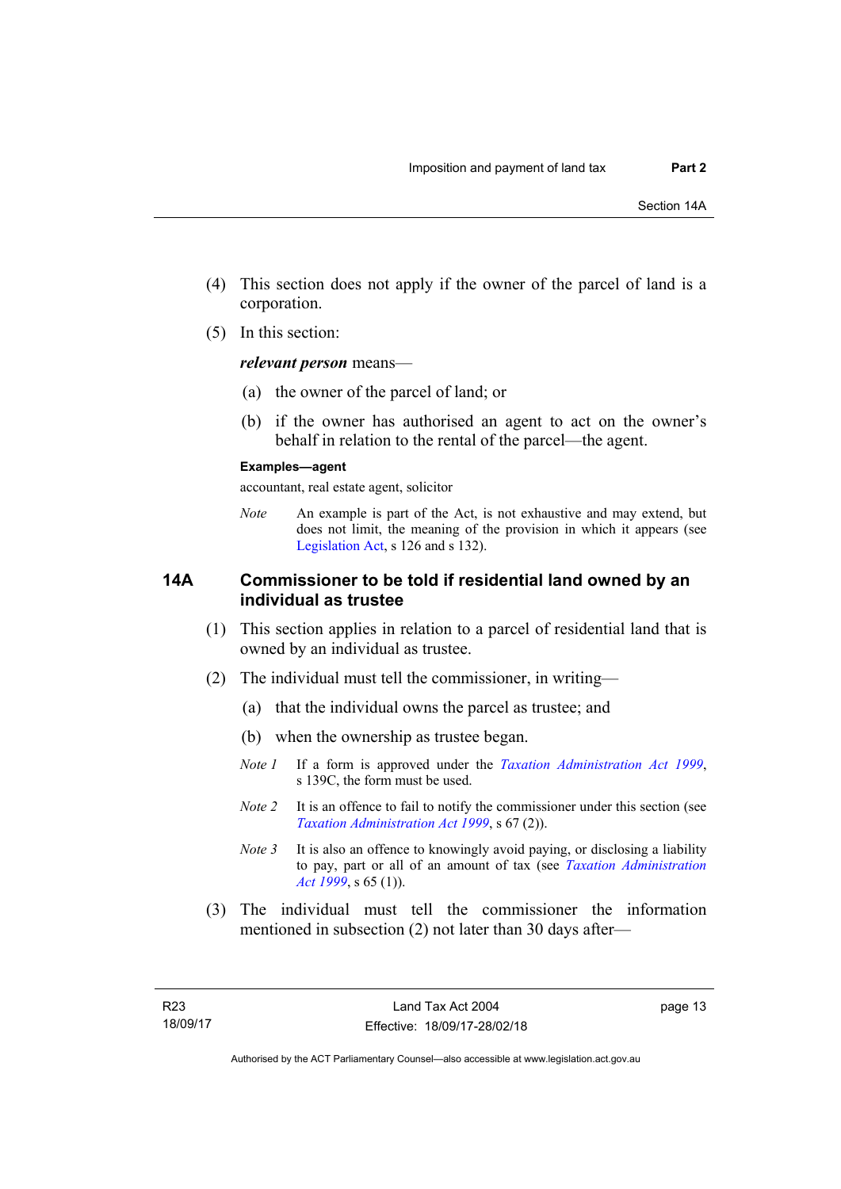(4) This section does not apply if the owner of the parcel of land is a corporation.

(5) In this section:

***relevant person*** means—

(a) the owner of the parcel of land; or

(b) if the owner has authorised an agent to act on the owner's behalf in relation to the rental of the parcel—the agent.

**Examples—agent**

accountant, real estate agent, solicitor

*Note* An example is part of the Act, is not exhaustive and may extend, but does not limit, the meaning of the provision in which it appears (see Legislation Act, s 126 and s 132).

### 14A Commissioner to be told if residential land owned by an individual as trustee

(1) This section applies in relation to a parcel of residential land that is owned by an individual as trustee.

(2) The individual must tell the commissioner, in writing—

(a) that the individual owns the parcel as trustee; and

(b) when the ownership as trustee began.

*Note 1* If a form is approved under the *Taxation Administration Act 1999*, s 139C, the form must be used.

*Note 2* It is an offence to fail to notify the commissioner under this section (see *Taxation Administration Act 1999*, s 67 (2)).

*Note 3* It is also an offence to knowingly avoid paying, or disclosing a liability to pay, part or all of an amount of tax (see *Taxation Administration Act 1999*, s 65 (1)).

(3) The individual must tell the commissioner the information mentioned in subsection (2) not later than 30 days after—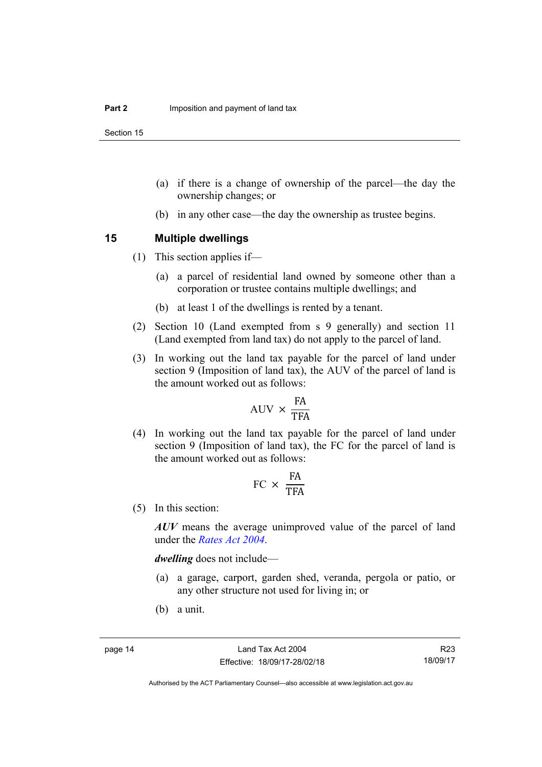(a) if there is a change of ownership of the parcel—the day the ownership changes; or

(b) in any other case—the day the ownership as trustee begins.

## 15 Multiple dwellings

(1) This section applies if—

(a) a parcel of residential land owned by someone other than a corporation or trustee contains multiple dwellings; and

(b) at least 1 of the dwellings is rented by a tenant.

(2) Section 10 (Land exempted from s 9 generally) and section 11 (Land exempted from land tax) do not apply to the parcel of land.

(3) In working out the land tax payable for the parcel of land under section 9 (Imposition of land tax), the AUV of the parcel of land is the amount worked out as follows:

$$\text{AUV} \times \frac{\text{FA}}{\text{TFA}}$$

(4) In working out the land tax payable for the parcel of land under section 9 (Imposition of land tax), the FC for the parcel of land is the amount worked out as follows:

$$\text{FC} \times \frac{\text{FA}}{\text{TFA}}$$

(5) In this section:

***AUV*** means the average unimproved value of the parcel of land under the *Rates Act 2004*.

***dwelling*** does not include—

(a) a garage, carport, garden shed, veranda, pergola or patio, or any other structure not used for living in; or

(b) a unit.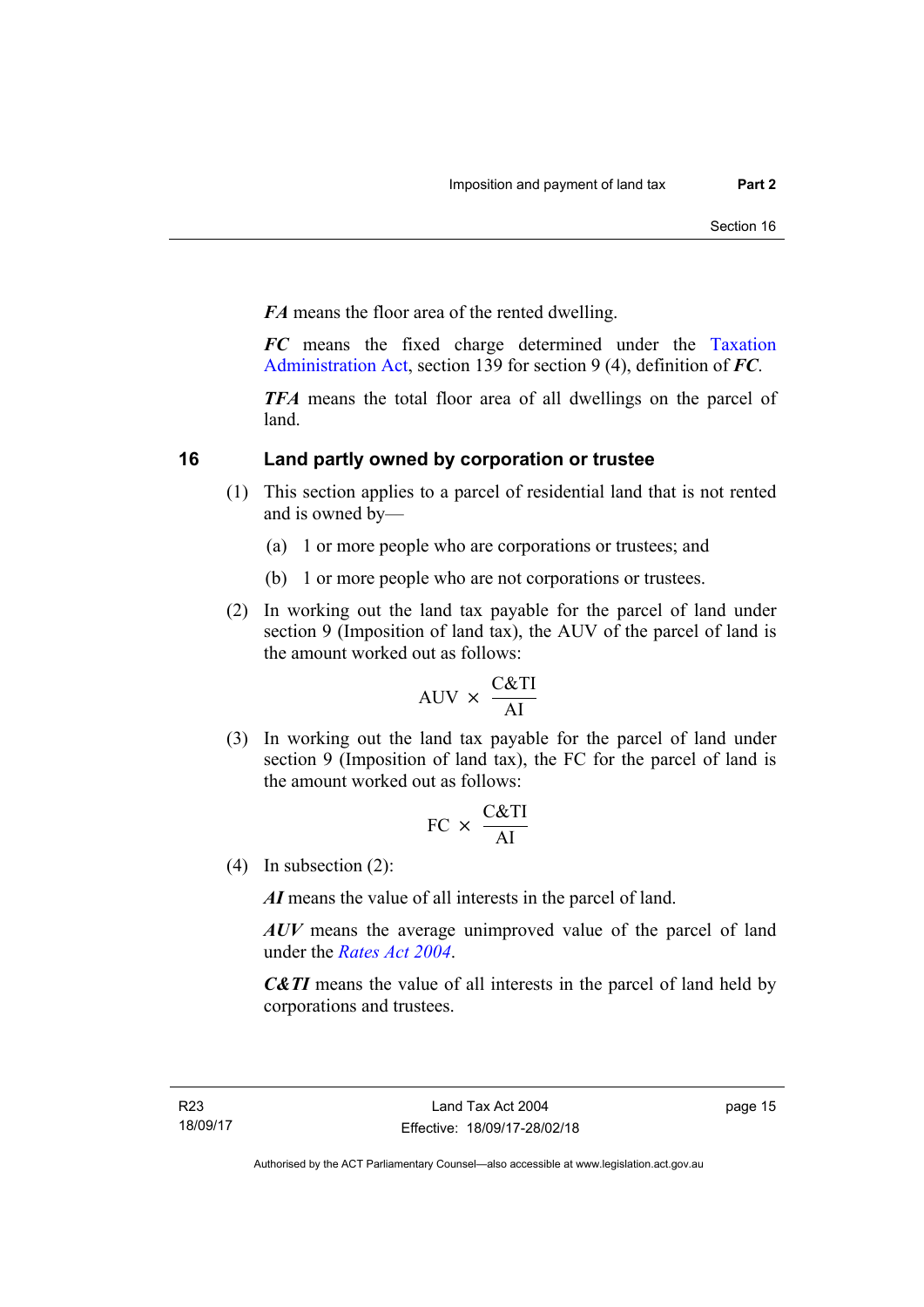***FA*** means the floor area of the rented dwelling.

***FC*** means the fixed charge determined under the Taxation Administration Act, section 139 for section 9 (4), definition of ***FC***.

***TFA*** means the total floor area of all dwellings on the parcel of land.

## 16 Land partly owned by corporation or trustee

(1) This section applies to a parcel of residential land that is not rented and is owned by—

(a) 1 or more people who are corporations or trustees; and

(b) 1 or more people who are not corporations or trustees.

(2) In working out the land tax payable for the parcel of land under section 9 (Imposition of land tax), the AUV of the parcel of land is the amount worked out as follows:

$$\text{AUV} \times \frac{\text{C\&TI}}{\text{AI}}$$

(3) In working out the land tax payable for the parcel of land under section 9 (Imposition of land tax), the FC for the parcel of land is the amount worked out as follows:

$$\text{FC} \times \frac{\text{C\&TI}}{\text{AI}}$$

(4) In subsection (2):

***AI*** means the value of all interests in the parcel of land.

***AUV*** means the average unimproved value of the parcel of land under the *Rates Act 2004*.

***C&TI*** means the value of all interests in the parcel of land held by corporations and trustees.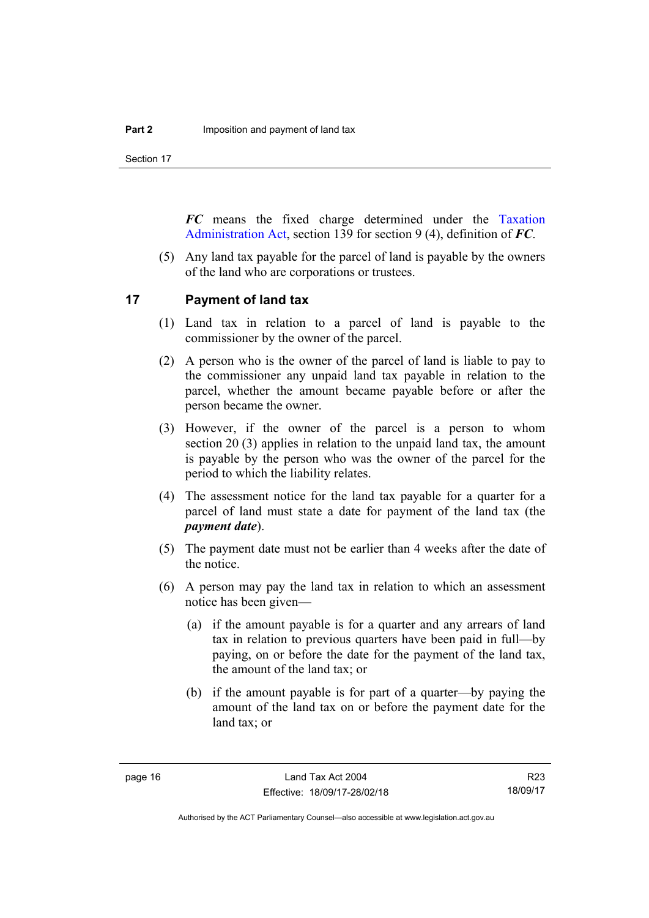***FC*** means the fixed charge determined under the Taxation Administration Act, section 139 for section 9 (4), definition of ***FC***.

(5) Any land tax payable for the parcel of land is payable by the owners of the land who are corporations or trustees.

## 17 Payment of land tax

(1) Land tax in relation to a parcel of land is payable to the commissioner by the owner of the parcel.

(2) A person who is the owner of the parcel of land is liable to pay to the commissioner any unpaid land tax payable in relation to the parcel, whether the amount became payable before or after the person became the owner.

(3) However, if the owner of the parcel is a person to whom section 20 (3) applies in relation to the unpaid land tax, the amount is payable by the person who was the owner of the parcel for the period to which the liability relates.

(4) The assessment notice for the land tax payable for a quarter for a parcel of land must state a date for payment of the land tax (the ***payment date***).

(5) The payment date must not be earlier than 4 weeks after the date of the notice.

(6) A person may pay the land tax in relation to which an assessment notice has been given—

(a) if the amount payable is for a quarter and any arrears of land tax in relation to previous quarters have been paid in full—by paying, on or before the date for the payment of the land tax, the amount of the land tax; or

(b) if the amount payable is for part of a quarter—by paying the amount of the land tax on or before the payment date for the land tax; or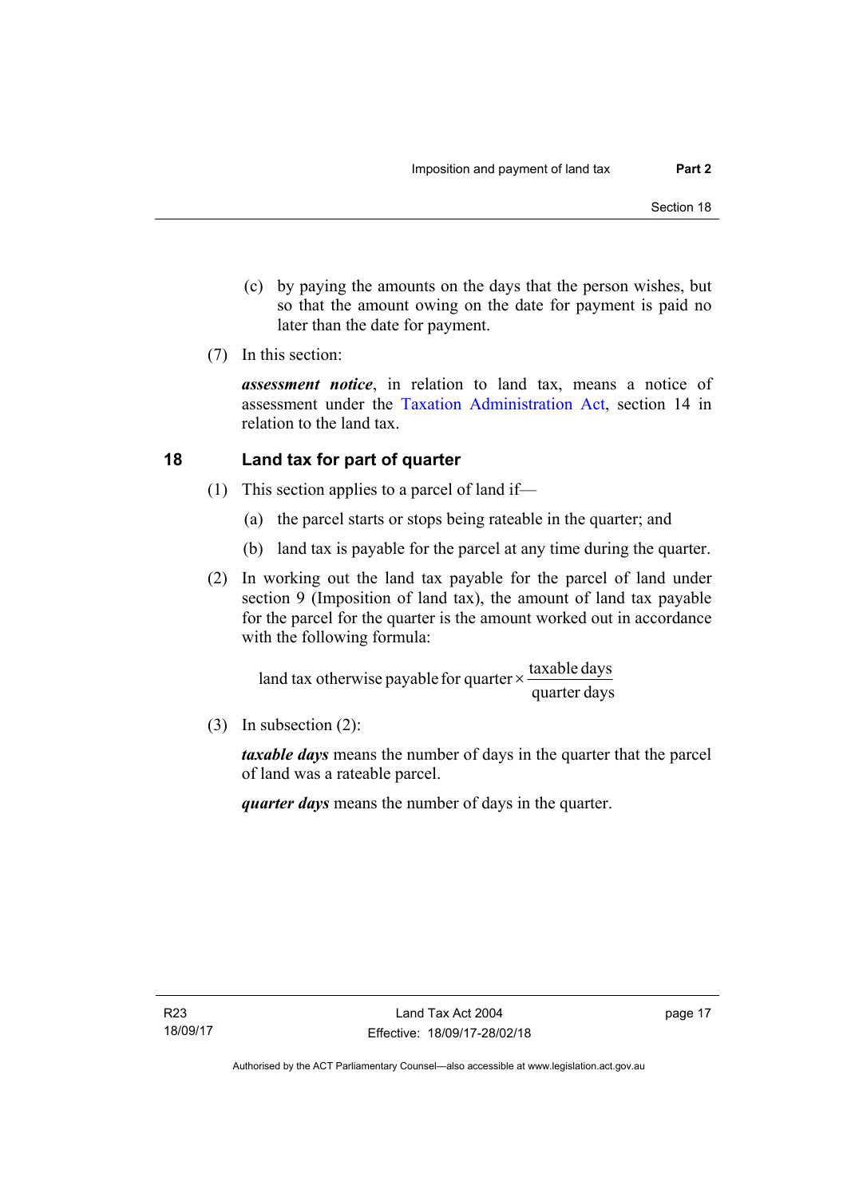(c) by paying the amounts on the days that the person wishes, but so that the amount owing on the date for payment is paid no later than the date for payment.

(7) In this section:

***assessment notice***, in relation to land tax, means a notice of assessment under the Taxation Administration Act, section 14 in relation to the land tax.

## 18 Land tax for part of quarter

(1) This section applies to a parcel of land if—

(a) the parcel starts or stops being rateable in the quarter; and

(b) land tax is payable for the parcel at any time during the quarter.

(2) In working out the land tax payable for the parcel of land under section 9 (Imposition of land tax), the amount of land tax payable for the parcel for the quarter is the amount worked out in accordance with the following formula:

$$\text{land tax otherwise payable for quarter} \times \frac{\text{taxable days}}{\text{quarter days}}$$

(3) In subsection (2):

***taxable days*** means the number of days in the quarter that the parcel of land was a rateable parcel.

***quarter days*** means the number of days in the quarter.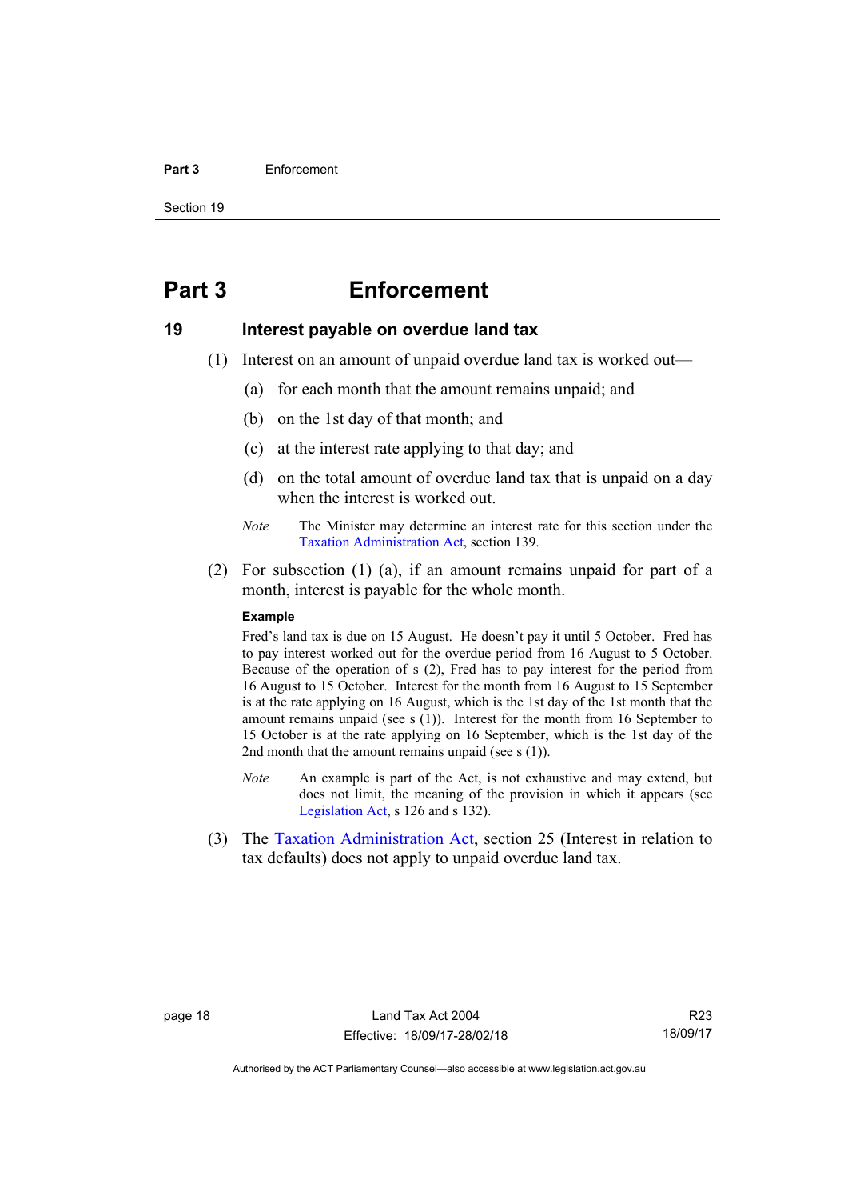# Part 3 Enforcement

## 19 Interest payable on overdue land tax

(1) Interest on an amount of unpaid overdue land tax is worked out—

(a) for each month that the amount remains unpaid; and

(b) on the 1st day of that month; and

(c) at the interest rate applying to that day; and

(d) on the total amount of overdue land tax that is unpaid on a day when the interest is worked out.

*Note* The Minister may determine an interest rate for this section under the Taxation Administration Act, section 139.

(2) For subsection (1) (a), if an amount remains unpaid for part of a month, interest is payable for the whole month.

**Example**

Fred's land tax is due on 15 August. He doesn't pay it until 5 October. Fred has to pay interest worked out for the overdue period from 16 August to 5 October. Because of the operation of s (2), Fred has to pay interest for the period from 16 August to 15 October. Interest for the month from 16 August to 15 September is at the rate applying on 16 August, which is the 1st day of the 1st month that the amount remains unpaid (see s (1)). Interest for the month from 16 September to 15 October is at the rate applying on 16 September, which is the 1st day of the 2nd month that the amount remains unpaid (see s (1)).

*Note* An example is part of the Act, is not exhaustive and may extend, but does not limit, the meaning of the provision in which it appears (see Legislation Act, s 126 and s 132).

(3) The Taxation Administration Act, section 25 (Interest in relation to tax defaults) does not apply to unpaid overdue land tax.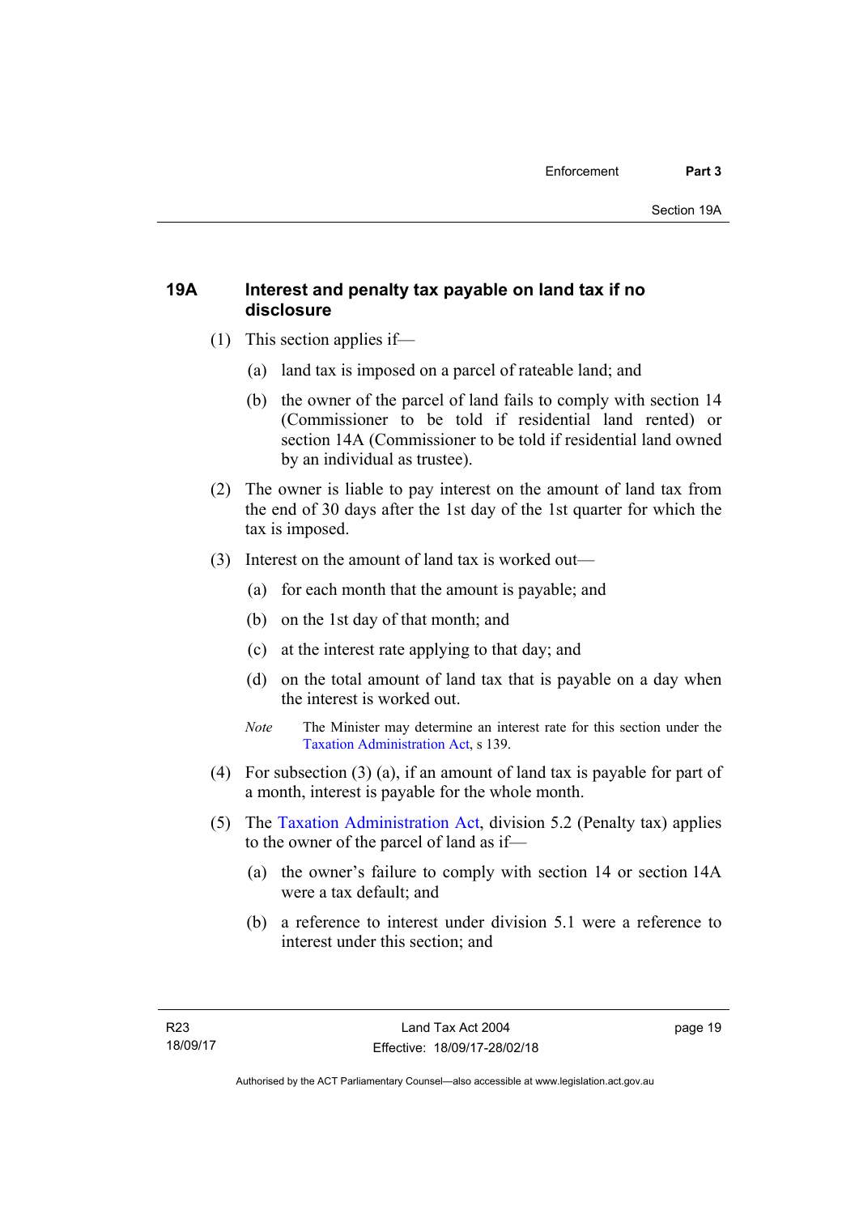## 19A Interest and penalty tax payable on land tax if no disclosure

(1) This section applies if—

(a) land tax is imposed on a parcel of rateable land; and

(b) the owner of the parcel of land fails to comply with section 14 (Commissioner to be told if residential land rented) or section 14A (Commissioner to be told if residential land owned by an individual as trustee).

(2) The owner is liable to pay interest on the amount of land tax from the end of 30 days after the 1st day of the 1st quarter for which the tax is imposed.

(3) Interest on the amount of land tax is worked out—

(a) for each month that the amount is payable; and

(b) on the 1st day of that month; and

(c) at the interest rate applying to that day; and

(d) on the total amount of land tax that is payable on a day when the interest is worked out.

*Note* The Minister may determine an interest rate for this section under the Taxation Administration Act, s 139.

(4) For subsection (3) (a), if an amount of land tax is payable for part of a month, interest is payable for the whole month.

(5) The Taxation Administration Act, division 5.2 (Penalty tax) applies to the owner of the parcel of land as if—

(a) the owner's failure to comply with section 14 or section 14A were a tax default; and

(b) a reference to interest under division 5.1 were a reference to interest under this section; and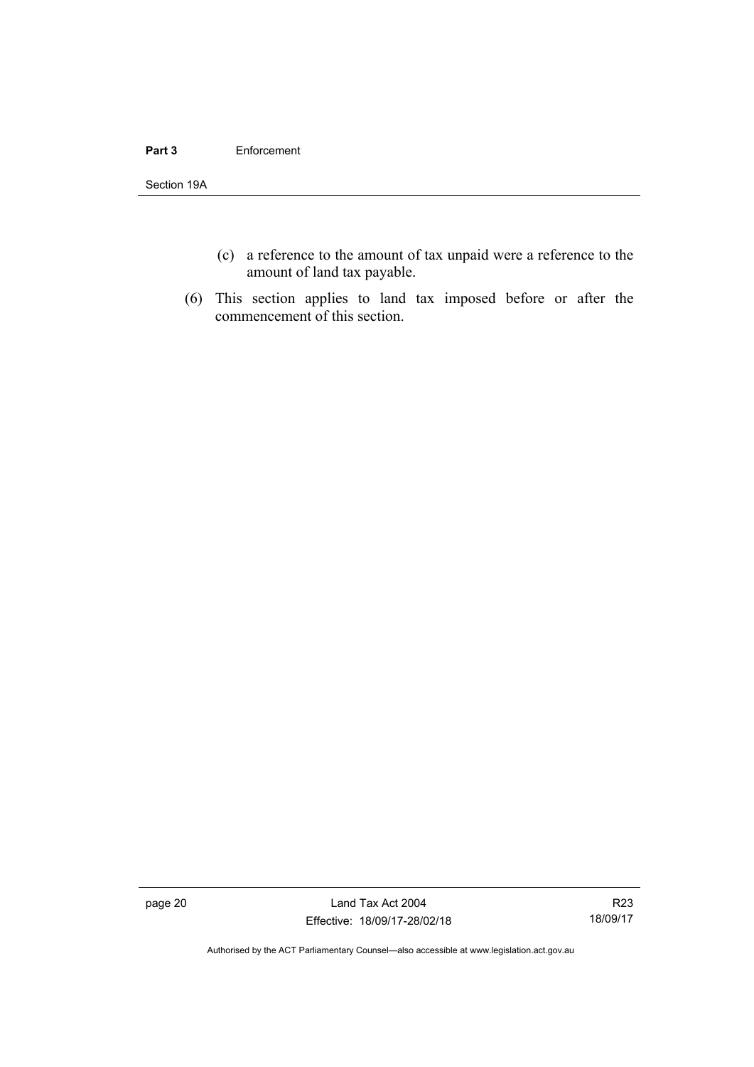(c) a reference to the amount of tax unpaid were a reference to the amount of land tax payable.

(6) This section applies to land tax imposed before or after the commencement of this section.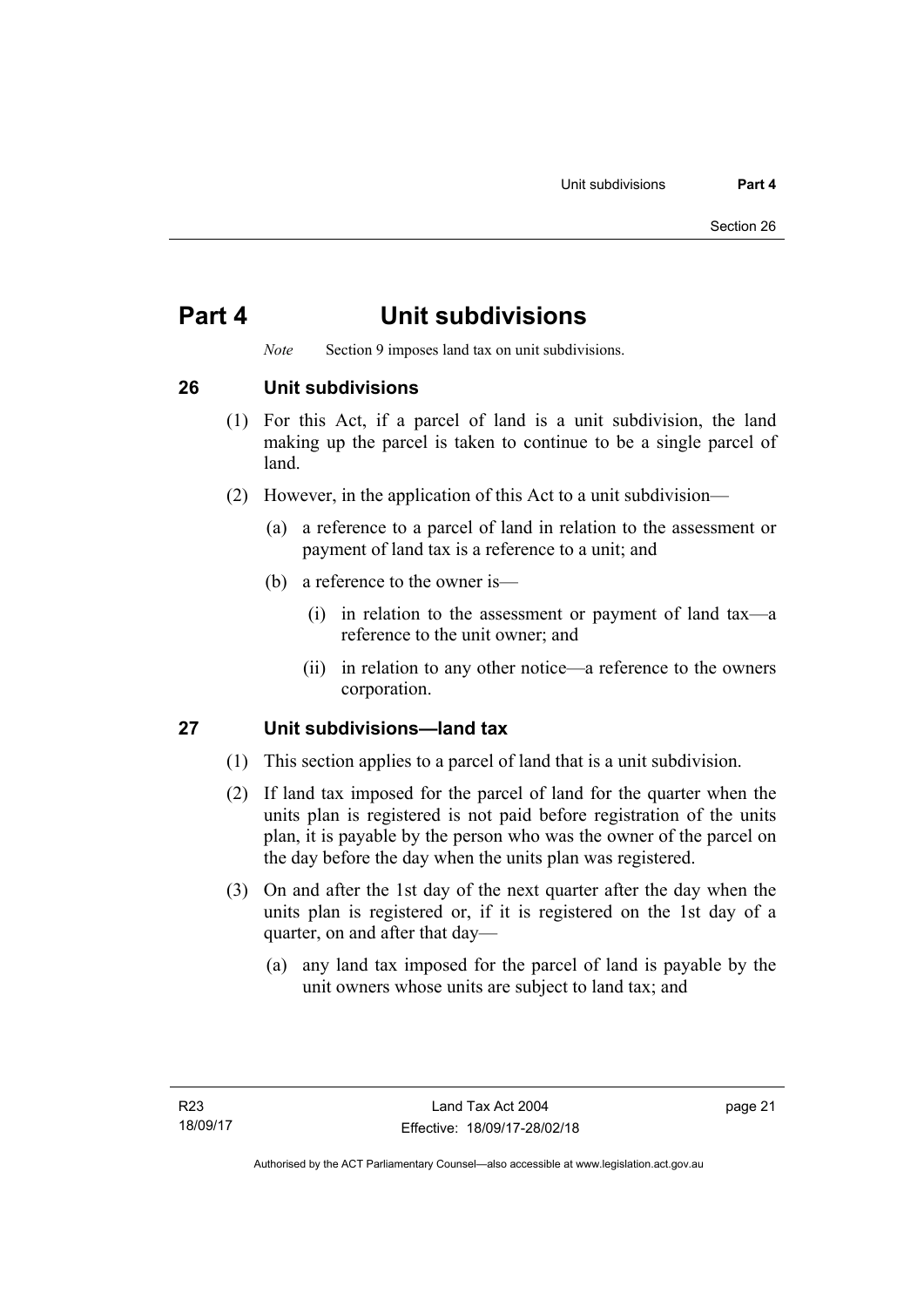# Part 4 Unit subdivisions

*Note* Section 9 imposes land tax on unit subdivisions.

## 26 Unit subdivisions

(1) For this Act, if a parcel of land is a unit subdivision, the land making up the parcel is taken to continue to be a single parcel of land.

(2) However, in the application of this Act to a unit subdivision—

(a) a reference to a parcel of land in relation to the assessment or payment of land tax is a reference to a unit; and

(b) a reference to the owner is—

(i) in relation to the assessment or payment of land tax—a reference to the unit owner; and

(ii) in relation to any other notice—a reference to the owners corporation.

## 27 Unit subdivisions—land tax

(1) This section applies to a parcel of land that is a unit subdivision.

(2) If land tax imposed for the parcel of land for the quarter when the units plan is registered is not paid before registration of the units plan, it is payable by the person who was the owner of the parcel on the day before the day when the units plan was registered.

(3) On and after the 1st day of the next quarter after the day when the units plan is registered or, if it is registered on the 1st day of a quarter, on and after that day—

(a) any land tax imposed for the parcel of land is payable by the unit owners whose units are subject to land tax; and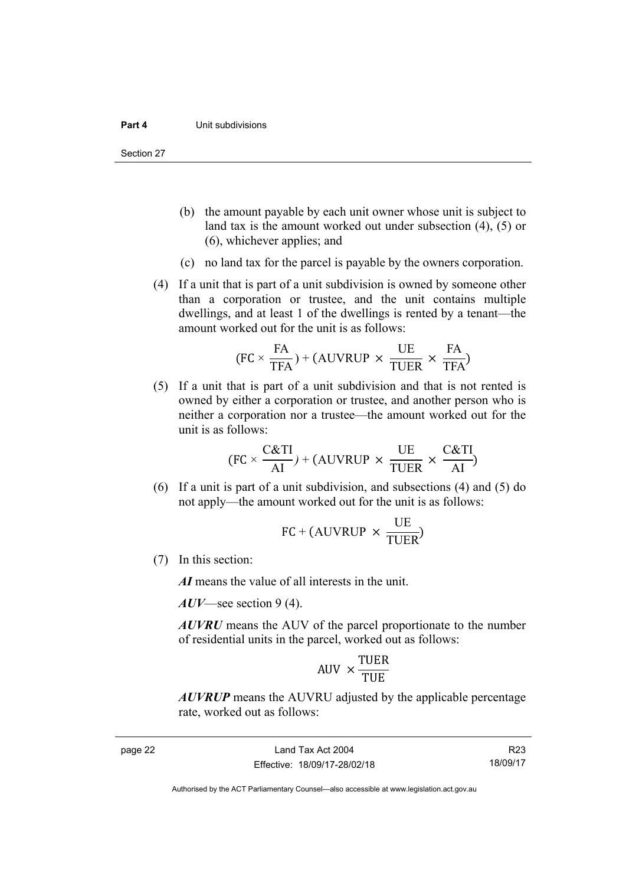(b) the amount payable by each unit owner whose unit is subject to land tax is the amount worked out under subsection (4), (5) or (6), whichever applies; and

(c) no land tax for the parcel is payable by the owners corporation.

(4) If a unit that is part of a unit subdivision is owned by someone other than a corporation or trustee, and the unit contains multiple dwellings, and at least 1 of the dwellings is rented by a tenant—the amount worked out for the unit is as follows:

$$(\text{FC} \times \frac{\text{FA}}{\text{TFA}}) + (\text{AUVRUP} \times \frac{\text{UE}}{\text{TUER}} \times \frac{\text{FA}}{\text{TFA}})$$

(5) If a unit that is part of a unit subdivision and that is not rented is owned by either a corporation or trustee, and another person who is neither a corporation nor a trustee—the amount worked out for the unit is as follows:

$$(\text{FC} \times \frac{\text{C\&TI}}{\text{AI}}) + (\text{AUVRUP} \times \frac{\text{UE}}{\text{TUER}} \times \frac{\text{C\&TI}}{\text{AI}})$$

(6) If a unit is part of a unit subdivision, and subsections (4) and (5) do not apply—the amount worked out for the unit is as follows:

$$\text{FC} + (\text{AUVRUP} \times \frac{\text{UE}}{\text{TUER}})$$

(7) In this section:

***AI*** means the value of all interests in the unit.

***AUV***—see section 9 (4).

***AUVRU*** means the AUV of the parcel proportionate to the number of residential units in the parcel, worked out as follows:

$$\text{AUV} \times \frac{\text{TUER}}{\text{TUE}}$$

***AUVRUP*** means the AUVRU adjusted by the applicable percentage rate, worked out as follows: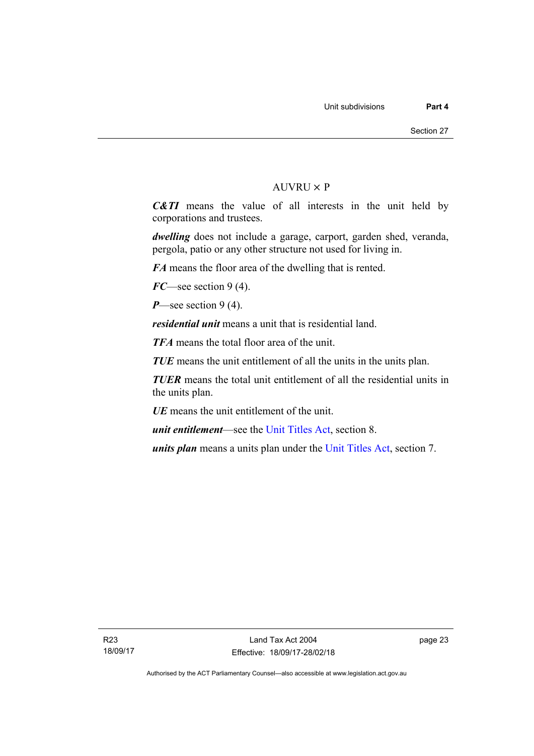$$AUVRU \times P$$

***C&TI*** means the value of all interests in the unit held by corporations and trustees.

***dwelling*** does not include a garage, carport, garden shed, veranda, pergola, patio or any other structure not used for living in.

***FA*** means the floor area of the dwelling that is rented.

***FC***—see section 9 (4).

***P***—see section 9 (4).

***residential unit*** means a unit that is residential land.

***TFA*** means the total floor area of the unit.

***TUE*** means the unit entitlement of all the units in the units plan.

***TUER*** means the total unit entitlement of all the residential units in the units plan.

***UE*** means the unit entitlement of the unit.

***unit entitlement***—see the Unit Titles Act, section 8.

***units plan*** means a units plan under the Unit Titles Act, section 7.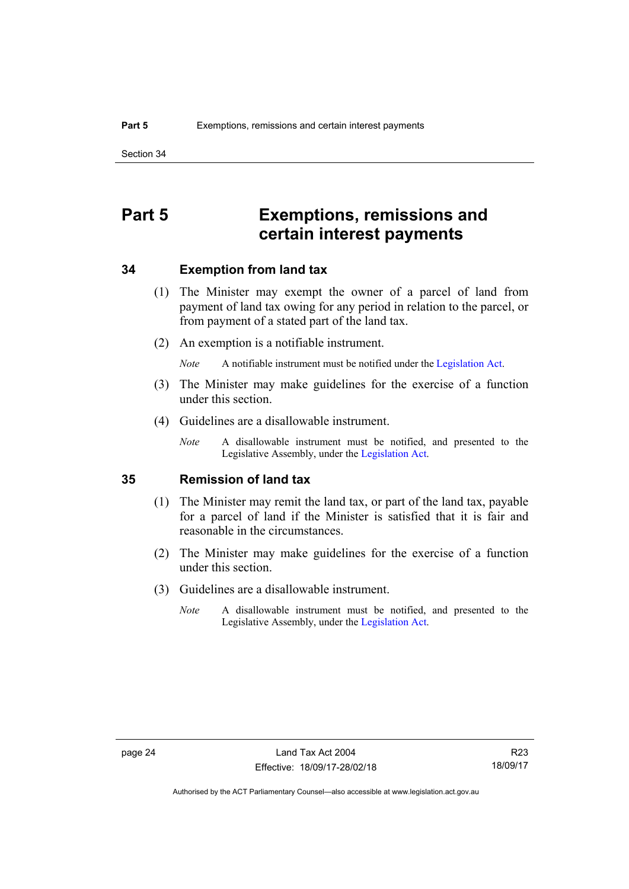# Part 5 Exemptions, remissions and certain interest payments

## 34 Exemption from land tax

(1) The Minister may exempt the owner of a parcel of land from payment of land tax owing for any period in relation to the parcel, or from payment of a stated part of the land tax.

(2) An exemption is a notifiable instrument.

*Note* A notifiable instrument must be notified under the Legislation Act.

(3) The Minister may make guidelines for the exercise of a function under this section.

(4) Guidelines are a disallowable instrument.

*Note* A disallowable instrument must be notified, and presented to the Legislative Assembly, under the Legislation Act.

## 35 Remission of land tax

(1) The Minister may remit the land tax, or part of the land tax, payable for a parcel of land if the Minister is satisfied that it is fair and reasonable in the circumstances.

(2) The Minister may make guidelines for the exercise of a function under this section.

(3) Guidelines are a disallowable instrument.

*Note* A disallowable instrument must be notified, and presented to the Legislative Assembly, under the Legislation Act.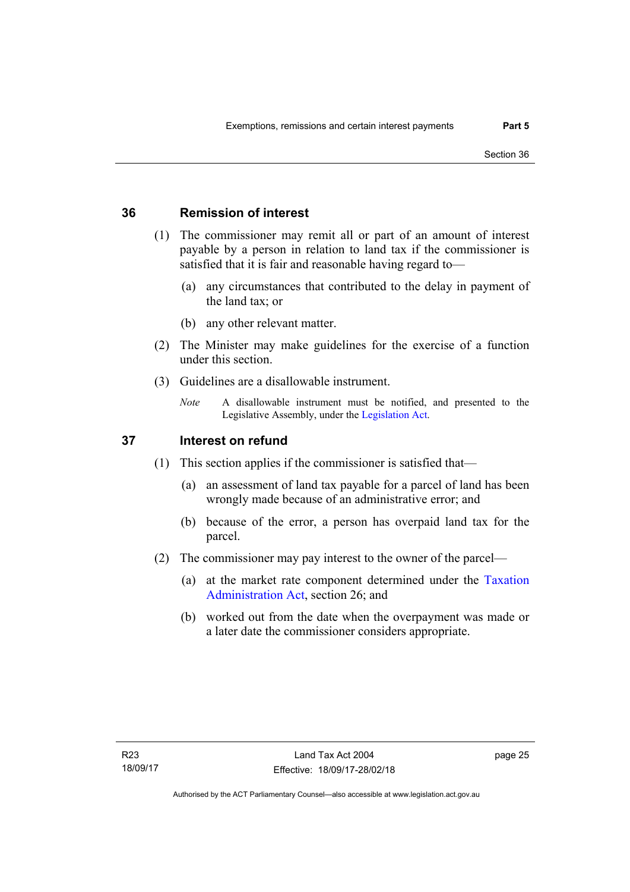## 36 Remission of interest

(1) The commissioner may remit all or part of an amount of interest payable by a person in relation to land tax if the commissioner is satisfied that it is fair and reasonable having regard to—

(a) any circumstances that contributed to the delay in payment of the land tax; or

(b) any other relevant matter.

(2) The Minister may make guidelines for the exercise of a function under this section.

(3) Guidelines are a disallowable instrument.

*Note* A disallowable instrument must be notified, and presented to the Legislative Assembly, under the Legislation Act.

## 37 Interest on refund

(1) This section applies if the commissioner is satisfied that—

(a) an assessment of land tax payable for a parcel of land has been wrongly made because of an administrative error; and

(b) because of the error, a person has overpaid land tax for the parcel.

(2) The commissioner may pay interest to the owner of the parcel—

(a) at the market rate component determined under the Taxation Administration Act, section 26; and

(b) worked out from the date when the overpayment was made or a later date the commissioner considers appropriate.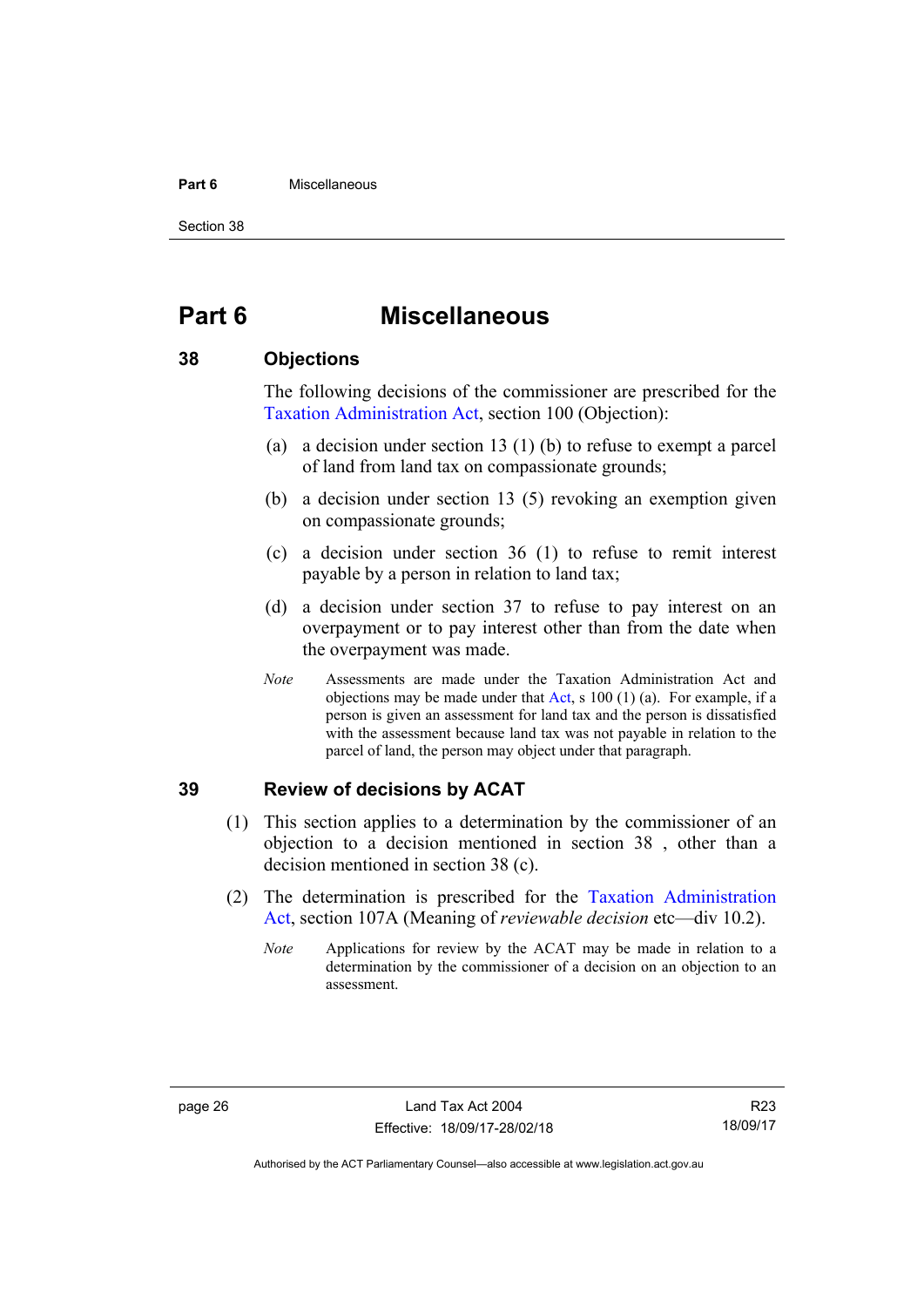# Part 6 Miscellaneous

## 38 Objections

The following decisions of the commissioner are prescribed for the Taxation Administration Act, section 100 (Objection):

(a) a decision under section 13 (1) (b) to refuse to exempt a parcel of land from land tax on compassionate grounds;

(b) a decision under section 13 (5) revoking an exemption given on compassionate grounds;

(c) a decision under section 36 (1) to refuse to remit interest payable by a person in relation to land tax;

(d) a decision under section 37 to refuse to pay interest on an overpayment or to pay interest other than from the date when the overpayment was made.

*Note* Assessments are made under the Taxation Administration Act and objections may be made under that Act, s 100 (1) (a). For example, if a person is given an assessment for land tax and the person is dissatisfied with the assessment because land tax was not payable in relation to the parcel of land, the person may object under that paragraph.

## 39 Review of decisions by ACAT

(1) This section applies to a determination by the commissioner of an objection to a decision mentioned in section 38 , other than a decision mentioned in section 38 (c).

(2) The determination is prescribed for the Taxation Administration Act, section 107A (Meaning of *reviewable decision* etc—div 10.2).

*Note* Applications for review by the ACAT may be made in relation to a determination by the commissioner of a decision on an objection to an assessment.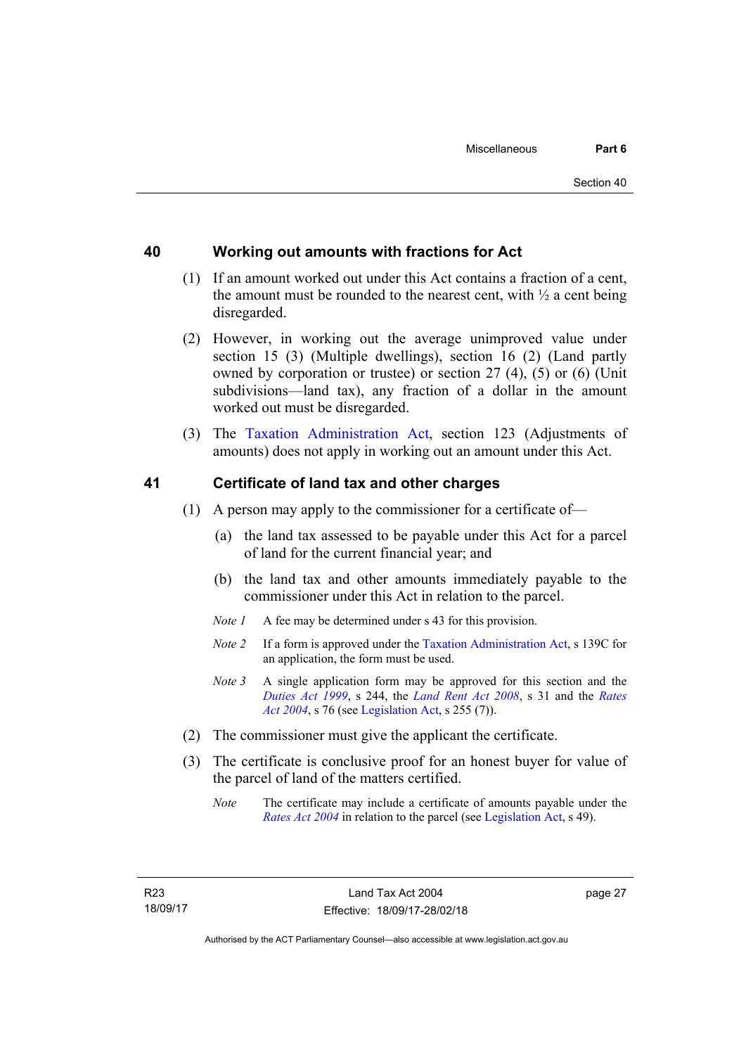## 40 Working out amounts with fractions for Act

(1) If an amount worked out under this Act contains a fraction of a cent, the amount must be rounded to the nearest cent, with ½ a cent being disregarded.

(2) However, in working out the average unimproved value under section 15 (3) (Multiple dwellings), section 16 (2) (Land partly owned by corporation or trustee) or section 27 (4), (5) or (6) (Unit subdivisions—land tax), any fraction of a dollar in the amount worked out must be disregarded.

(3) The Taxation Administration Act, section 123 (Adjustments of amounts) does not apply in working out an amount under this Act.

## 41 Certificate of land tax and other charges

(1) A person may apply to the commissioner for a certificate of—

(a) the land tax assessed to be payable under this Act for a parcel of land for the current financial year; and

(b) the land tax and other amounts immediately payable to the commissioner under this Act in relation to the parcel.

*Note 1* A fee may be determined under s 43 for this provision.

*Note 2* If a form is approved under the Taxation Administration Act, s 139C for an application, the form must be used.

*Note 3* A single application form may be approved for this section and the *Duties Act 1999*, s 244, the *Land Rent Act 2008*, s 31 and the *Rates Act 2004*, s 76 (see Legislation Act, s 255 (7)).

(2) The commissioner must give the applicant the certificate.

(3) The certificate is conclusive proof for an honest buyer for value of the parcel of land of the matters certified.

*Note* The certificate may include a certificate of amounts payable under the *Rates Act 2004* in relation to the parcel (see Legislation Act, s 49).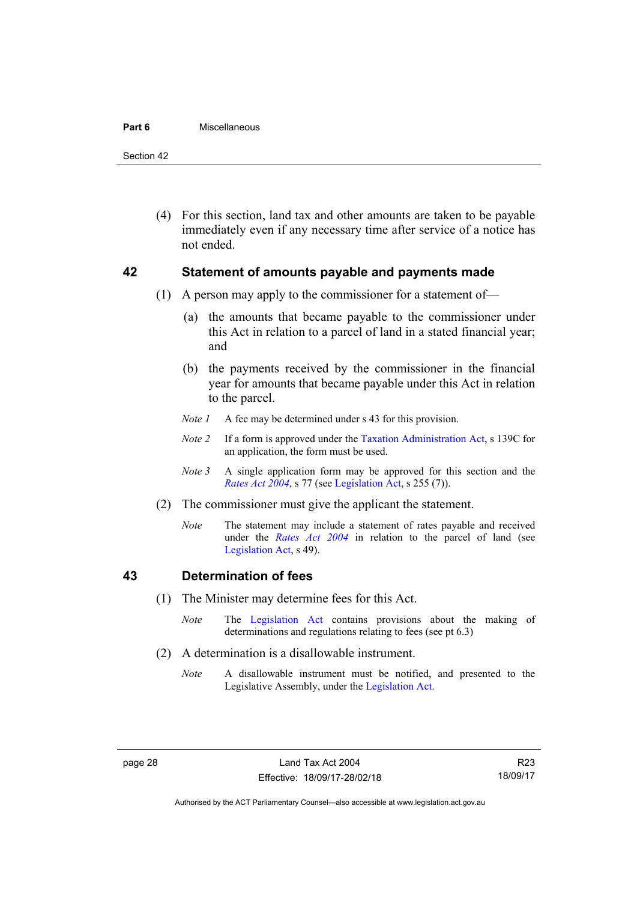(4) For this section, land tax and other amounts are taken to be payable immediately even if any necessary time after service of a notice has not ended.

## 42 Statement of amounts payable and payments made

(1) A person may apply to the commissioner for a statement of—

(a) the amounts that became payable to the commissioner under this Act in relation to a parcel of land in a stated financial year; and

(b) the payments received by the commissioner in the financial year for amounts that became payable under this Act in relation to the parcel.

*Note 1* A fee may be determined under s 43 for this provision.

*Note 2* If a form is approved under the Taxation Administration Act, s 139C for an application, the form must be used.

*Note 3* A single application form may be approved for this section and the *Rates Act 2004*, s 77 (see Legislation Act, s 255 (7)).

(2) The commissioner must give the applicant the statement.

*Note* The statement may include a statement of rates payable and received under the *Rates Act 2004* in relation to the parcel of land (see Legislation Act, s 49).

## 43 Determination of fees

(1) The Minister may determine fees for this Act.

*Note* The Legislation Act contains provisions about the making of determinations and regulations relating to fees (see pt 6.3)

(2) A determination is a disallowable instrument.

*Note* A disallowable instrument must be notified, and presented to the Legislative Assembly, under the Legislation Act.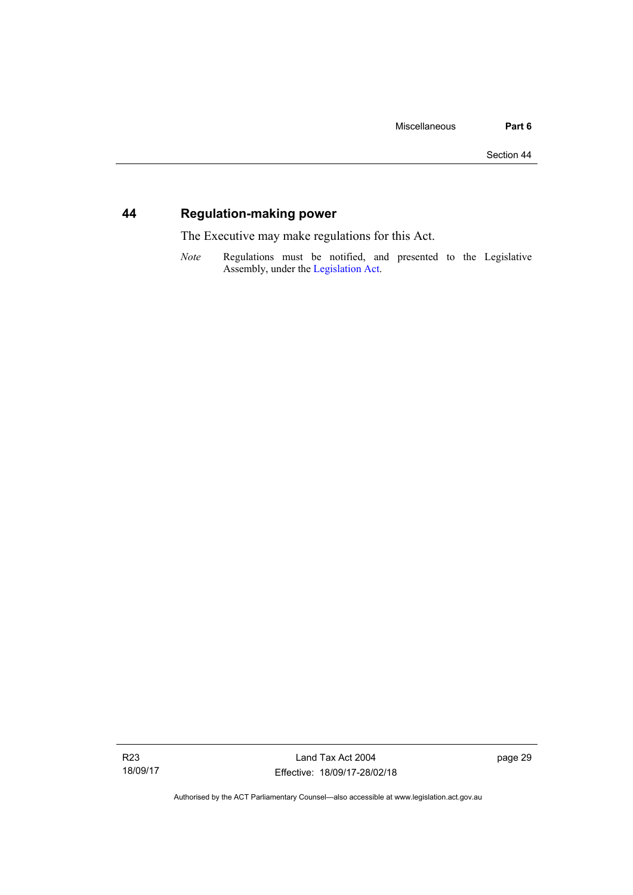## 44 Regulation-making power

The Executive may make regulations for this Act.

*Note* Regulations must be notified, and presented to the Legislative Assembly, under the Legislation Act.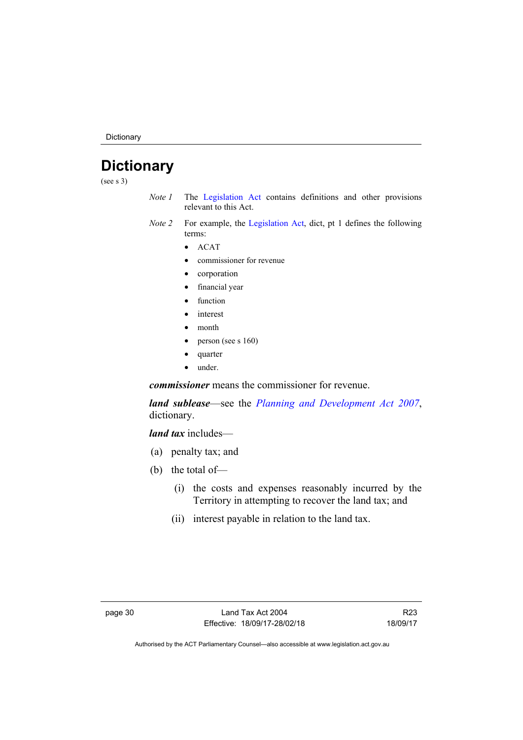# Dictionary

(see s 3)

*Note 1* The Legislation Act contains definitions and other provisions relevant to this Act.

*Note 2* For example, the Legislation Act, dict, pt 1 defines the following terms:

- ACAT
- commissioner for revenue
- corporation
- financial year
- function
- interest
- month
- person (see s 160)
- quarter
- under.

***commissioner*** means the commissioner for revenue.

***land sublease***—see the *Planning and Development Act 2007*, dictionary.

***land tax*** includes—

(a) penalty tax; and

(b) the total of—

(i) the costs and expenses reasonably incurred by the Territory in attempting to recover the land tax; and

(ii) interest payable in relation to the land tax.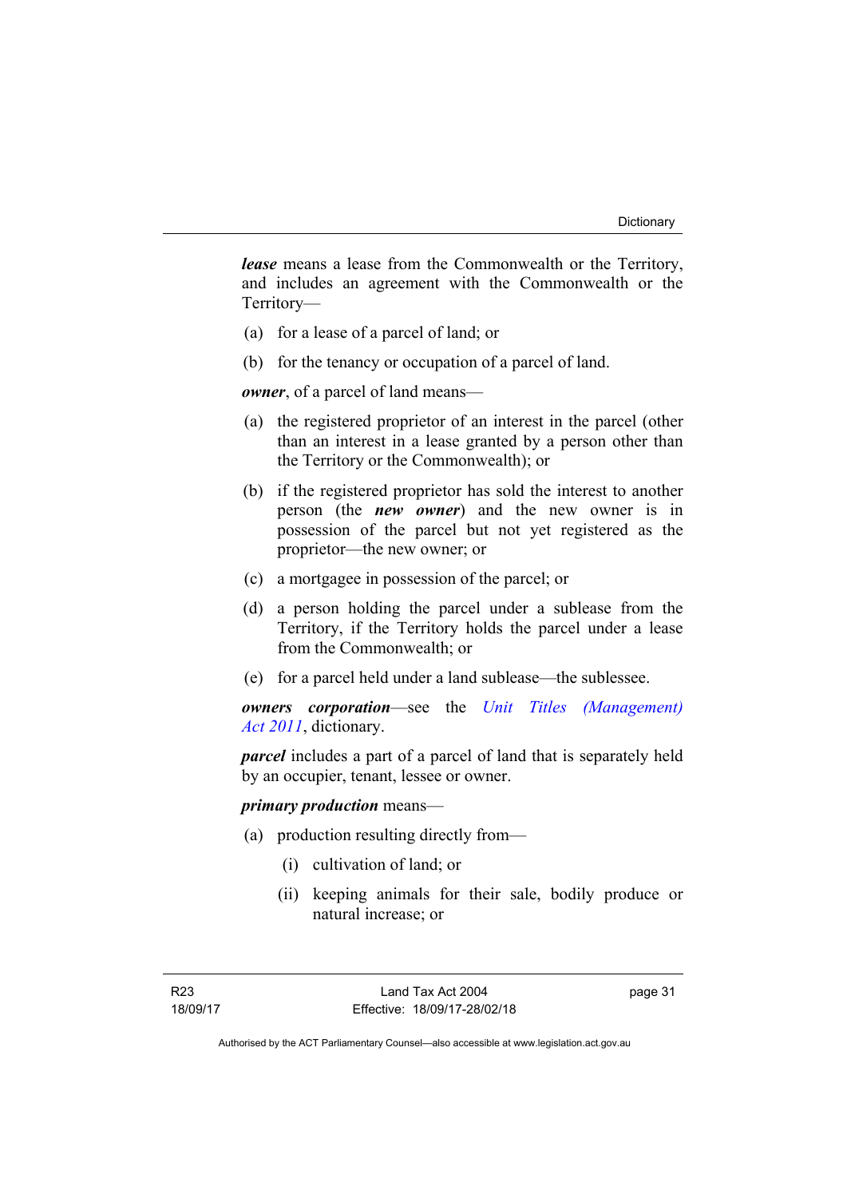***lease*** means a lease from the Commonwealth or the Territory, and includes an agreement with the Commonwealth or the Territory—

(a) for a lease of a parcel of land; or

(b) for the tenancy or occupation of a parcel of land.

***owner***, of a parcel of land means—

(a) the registered proprietor of an interest in the parcel (other than an interest in a lease granted by a person other than the Territory or the Commonwealth); or

(b) if the registered proprietor has sold the interest to another person (the ***new owner***) and the new owner is in possession of the parcel but not yet registered as the proprietor—the new owner; or

(c) a mortgagee in possession of the parcel; or

(d) a person holding the parcel under a sublease from the Territory, if the Territory holds the parcel under a lease from the Commonwealth; or

(e) for a parcel held under a land sublease—the sublessee.

***owners corporation***—see the *Unit Titles (Management) Act 2011*, dictionary.

***parcel*** includes a part of a parcel of land that is separately held by an occupier, tenant, lessee or owner.

***primary production*** means—

(a) production resulting directly from—

  (i) cultivation of land; or

  (ii) keeping animals for their sale, bodily produce or natural increase; or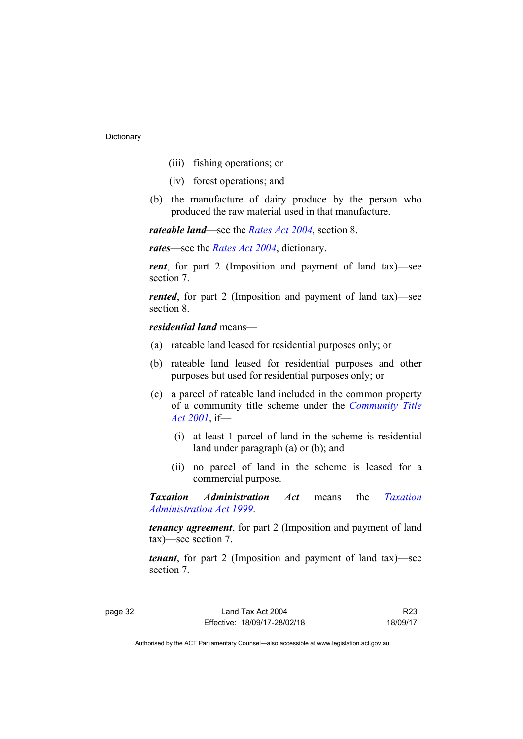(iii) fishing operations; or

(iv) forest operations; and

(b) the manufacture of dairy produce by the person who produced the raw material used in that manufacture.

***rateable land***—see the *Rates Act 2004*, section 8.

***rates***—see the *Rates Act 2004*, dictionary.

***rent***, for part 2 (Imposition and payment of land tax)—see section 7.

***rented***, for part 2 (Imposition and payment of land tax)—see section 8.

***residential land*** means—

(a) rateable land leased for residential purposes only; or

(b) rateable land leased for residential purposes and other purposes but used for residential purposes only; or

(c) a parcel of rateable land included in the common property of a community title scheme under the *Community Title Act 2001*, if—

  (i) at least 1 parcel of land in the scheme is residential land under paragraph (a) or (b); and

  (ii) no parcel of land in the scheme is leased for a commercial purpose.

***Taxation Administration Act*** means the *Taxation Administration Act 1999*.

***tenancy agreement***, for part 2 (Imposition and payment of land tax)—see section 7.

***tenant***, for part 2 (Imposition and payment of land tax)—see section 7.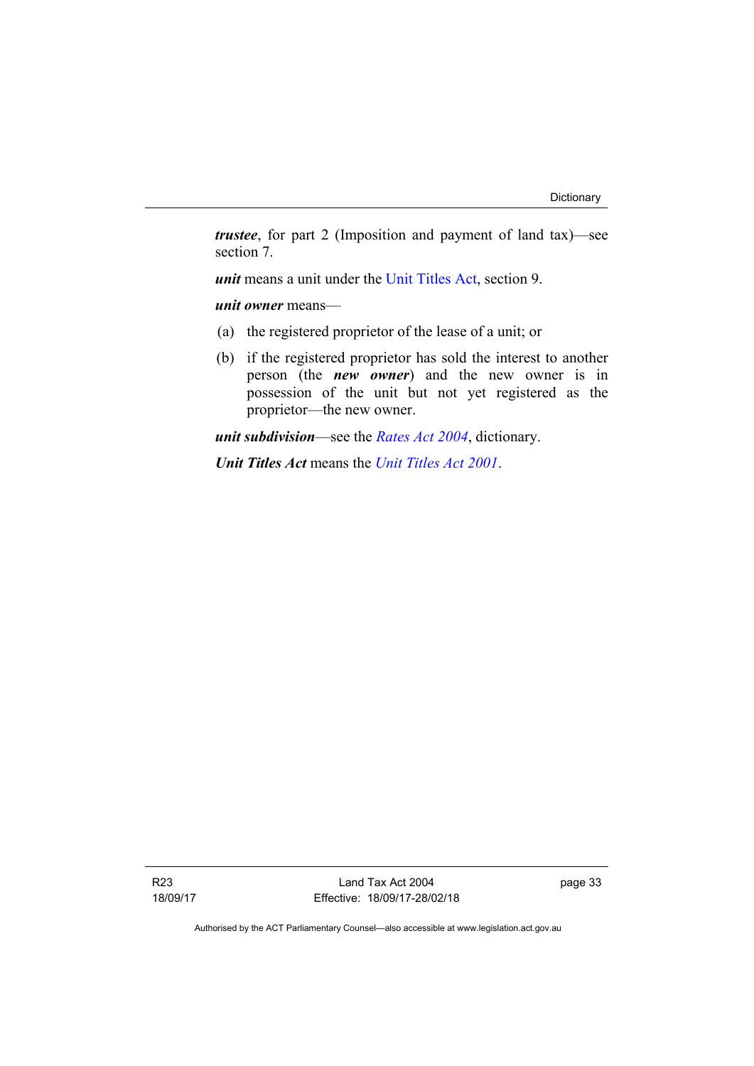***trustee***, for part 2 (Imposition and payment of land tax)—see section 7.

***unit*** means a unit under the Unit Titles Act, section 9.

***unit owner*** means—

(a) the registered proprietor of the lease of a unit; or

(b) if the registered proprietor has sold the interest to another person (the ***new owner***) and the new owner is in possession of the unit but not yet registered as the proprietor—the new owner.

***unit subdivision***—see the *Rates Act 2004*, dictionary.

***Unit Titles Act*** means the *Unit Titles Act 2001*.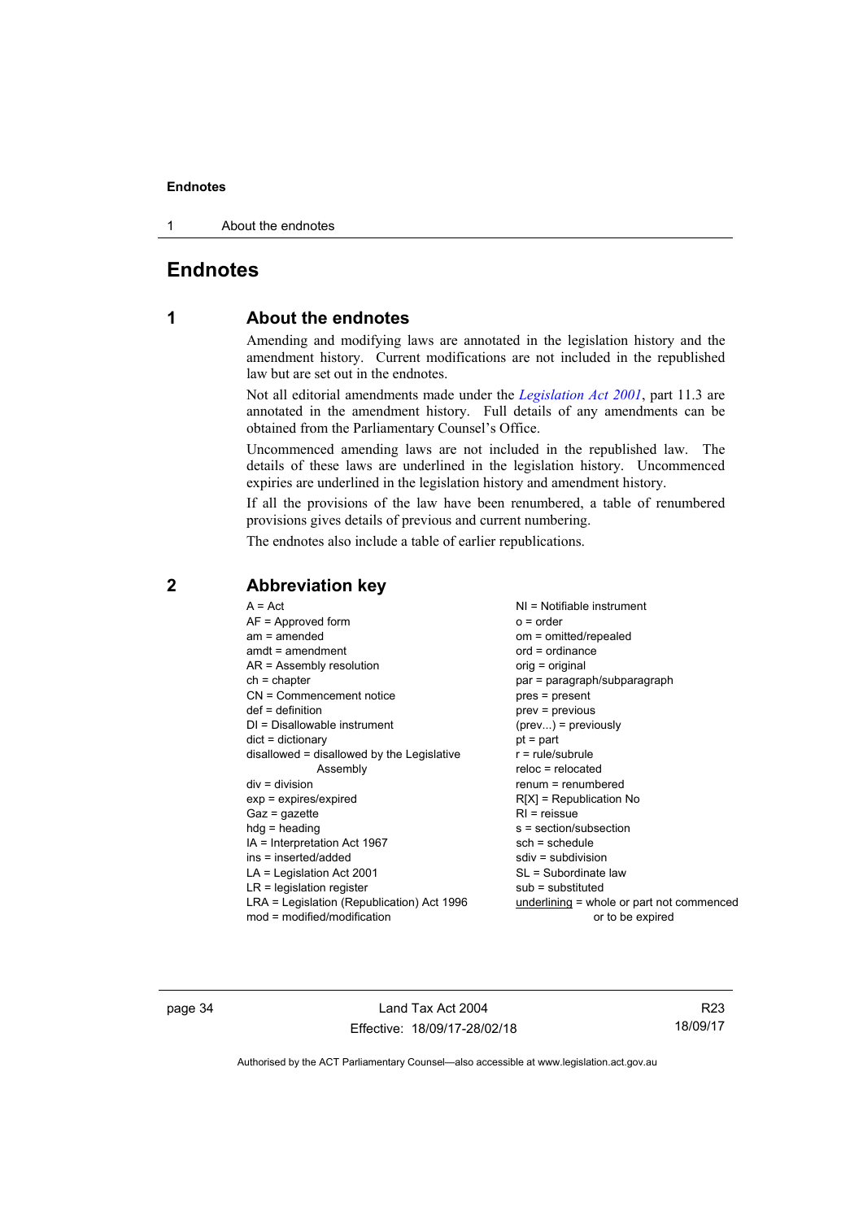# Endnotes

## 1 About the endnotes

Amending and modifying laws are annotated in the legislation history and the amendment history. Current modifications are not included in the republished law but are set out in the endnotes.

Not all editorial amendments made under the *Legislation Act 2001*, part 11.3 are annotated in the amendment history. Full details of any amendments can be obtained from the Parliamentary Counsel's Office.

Uncommenced amending laws are not included in the republished law. The details of these laws are underlined in the legislation history. Uncommenced expiries are underlined in the legislation history and amendment history.

If all the provisions of the law have been renumbered, a table of renumbered provisions gives details of previous and current numbering.

The endnotes also include a table of earlier republications.

## 2 Abbreviation key

A = Act
AF = Approved form
am = amended
amdt = amendment
AR = Assembly resolution
ch = chapter
CN = Commencement notice
def = definition
DI = Disallowable instrument
dict = dictionary
disallowed = disallowed by the Legislative Assembly
div = division
exp = expires/expired
Gaz = gazette
hdg = heading
IA = Interpretation Act 1967
ins = inserted/added
LA = Legislation Act 2001
LR = legislation register
LRA = Legislation (Republication) Act 1996
mod = modified/modification
NI = Notifiable instrument
o = order
om = omitted/repealed
ord = ordinance
orig = original
par = paragraph/subparagraph
pres = present
prev = previous
(prev...) = previously
pt = part
r = rule/subrule
reloc = relocated
renum = renumbered
R[X] = Republication No
RI = reissue
s = section/subsection
sch = schedule
sdiv = subdivision
SL = Subordinate law
sub = substituted
underlining = whole or part not commenced or to be expired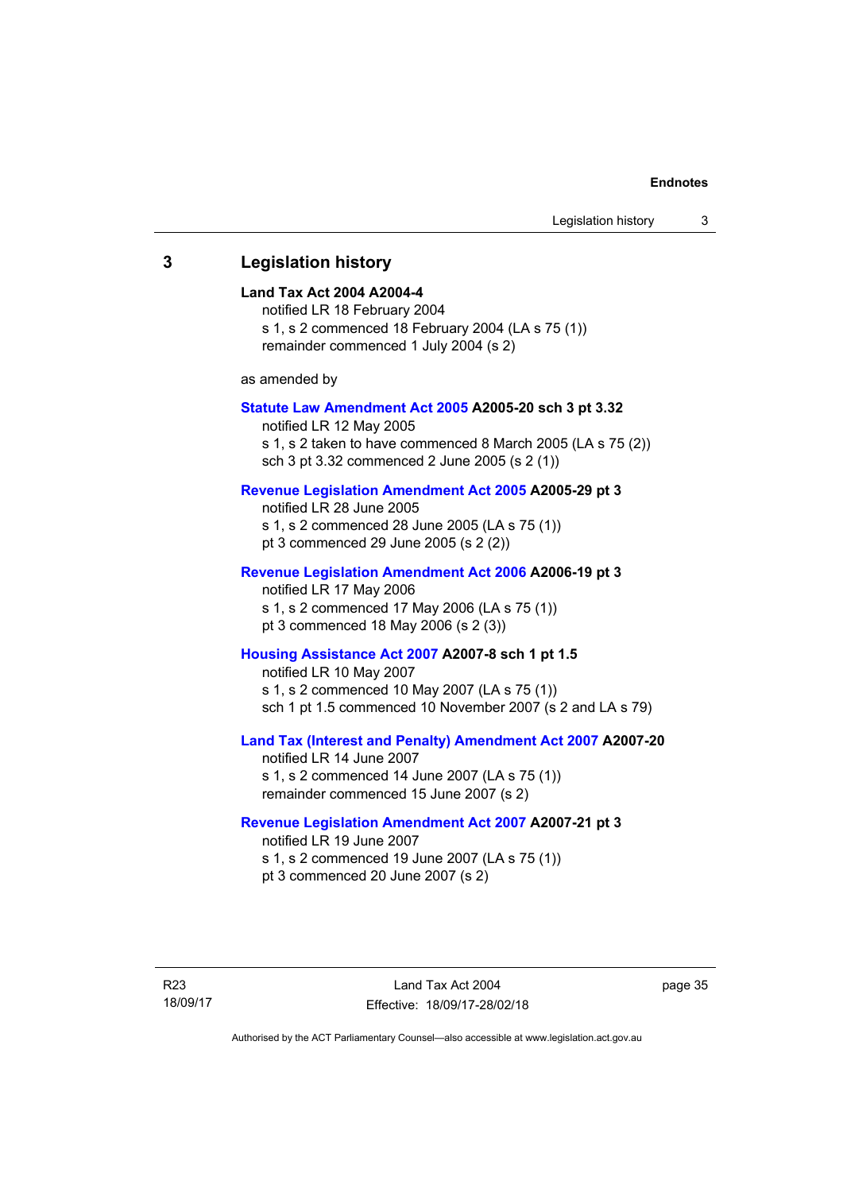## 3 Legislation history

**Land Tax Act 2004 A2004-4**
notified LR 18 February 2004
s 1, s 2 commenced 18 February 2004 (LA s 75 (1))
remainder commenced 1 July 2004 (s 2)

as amended by

**Statute Law Amendment Act 2005 A2005-20 sch 3 pt 3.32**
notified LR 12 May 2005
s 1, s 2 taken to have commenced 8 March 2005 (LA s 75 (2))
sch 3 pt 3.32 commenced 2 June 2005 (s 2 (1))

**Revenue Legislation Amendment Act 2005 A2005-29 pt 3**
notified LR 28 June 2005
s 1, s 2 commenced 28 June 2005 (LA s 75 (1))
pt 3 commenced 29 June 2005 (s 2 (2))

**Revenue Legislation Amendment Act 2006 A2006-19 pt 3**
notified LR 17 May 2006
s 1, s 2 commenced 17 May 2006 (LA s 75 (1))
pt 3 commenced 18 May 2006 (s 2 (3))

**Housing Assistance Act 2007 A2007-8 sch 1 pt 1.5**
notified LR 10 May 2007
s 1, s 2 commenced 10 May 2007 (LA s 75 (1))
sch 1 pt 1.5 commenced 10 November 2007 (s 2 and LA s 79)

**Land Tax (Interest and Penalty) Amendment Act 2007 A2007-20**
notified LR 14 June 2007
s 1, s 2 commenced 14 June 2007 (LA s 75 (1))
remainder commenced 15 June 2007 (s 2)

**Revenue Legislation Amendment Act 2007 A2007-21 pt 3**
notified LR 19 June 2007
s 1, s 2 commenced 19 June 2007 (LA s 75 (1))
pt 3 commenced 20 June 2007 (s 2)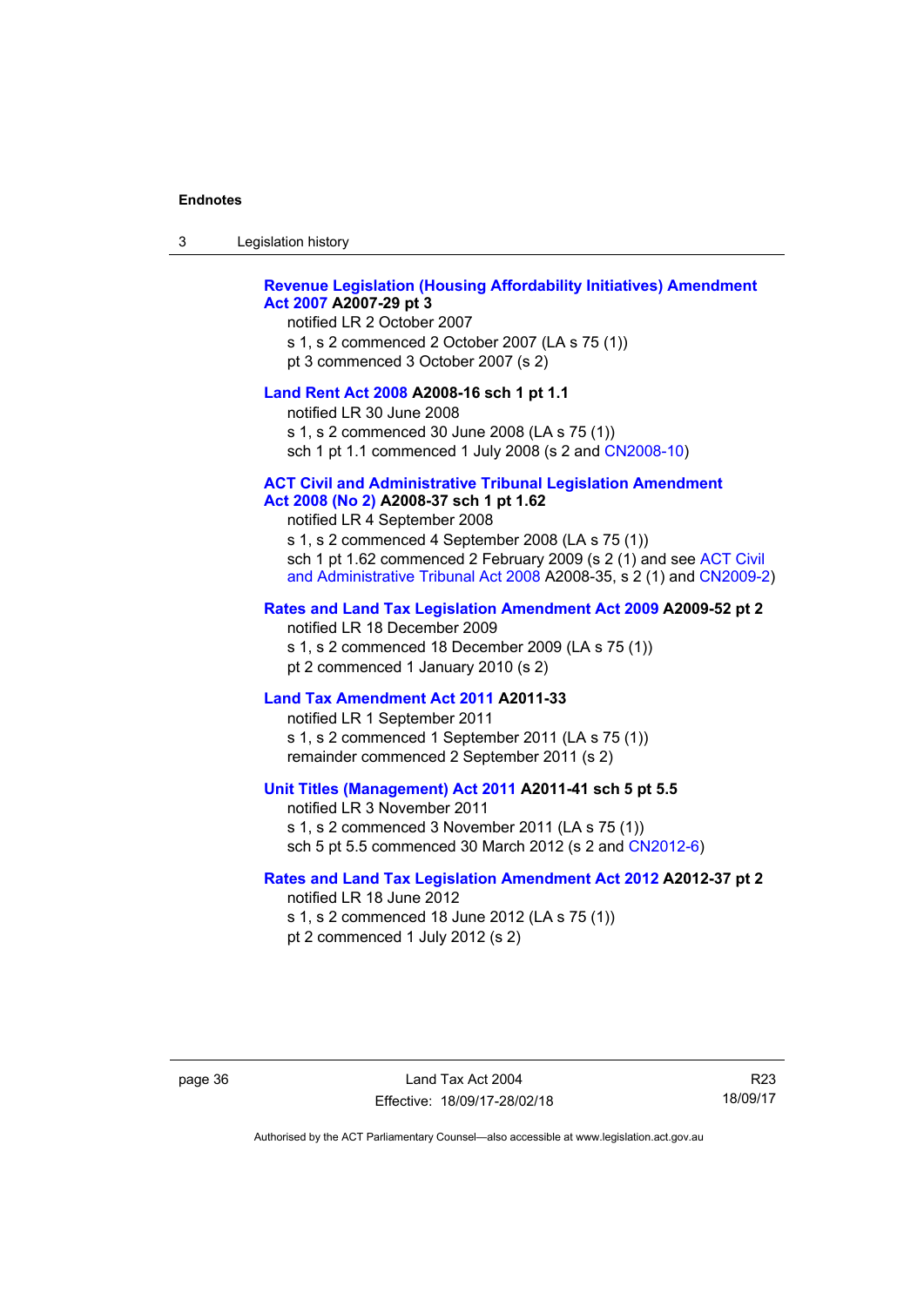**Revenue Legislation (Housing Affordability Initiatives) Amendment Act 2007 A2007-29 pt 3**

notified LR 2 October 2007

s 1, s 2 commenced 2 October 2007 (LA s 75 (1))

pt 3 commenced 3 October 2007 (s 2)

**Land Rent Act 2008 A2008-16 sch 1 pt 1.1**

notified LR 30 June 2008

s 1, s 2 commenced 30 June 2008 (LA s 75 (1))

sch 1 pt 1.1 commenced 1 July 2008 (s 2 and CN2008-10)

**ACT Civil and Administrative Tribunal Legislation Amendment Act 2008 (No 2) A2008-37 sch 1 pt 1.62**

notified LR 4 September 2008

s 1, s 2 commenced 4 September 2008 (LA s 75 (1))

sch 1 pt 1.62 commenced 2 February 2009 (s 2 (1) and see ACT Civil and Administrative Tribunal Act 2008 A2008-35, s 2 (1) and CN2009-2)

**Rates and Land Tax Legislation Amendment Act 2009 A2009-52 pt 2**

notified LR 18 December 2009

s 1, s 2 commenced 18 December 2009 (LA s 75 (1))

pt 2 commenced 1 January 2010 (s 2)

**Land Tax Amendment Act 2011 A2011-33**

notified LR 1 September 2011

s 1, s 2 commenced 1 September 2011 (LA s 75 (1))

remainder commenced 2 September 2011 (s 2)

**Unit Titles (Management) Act 2011 A2011-41 sch 5 pt 5.5**

notified LR 3 November 2011

s 1, s 2 commenced 3 November 2011 (LA s 75 (1))

sch 5 pt 5.5 commenced 30 March 2012 (s 2 and CN2012-6)

**Rates and Land Tax Legislation Amendment Act 2012 A2012-37 pt 2**

notified LR 18 June 2012

s 1, s 2 commenced 18 June 2012 (LA s 75 (1))

pt 2 commenced 1 July 2012 (s 2)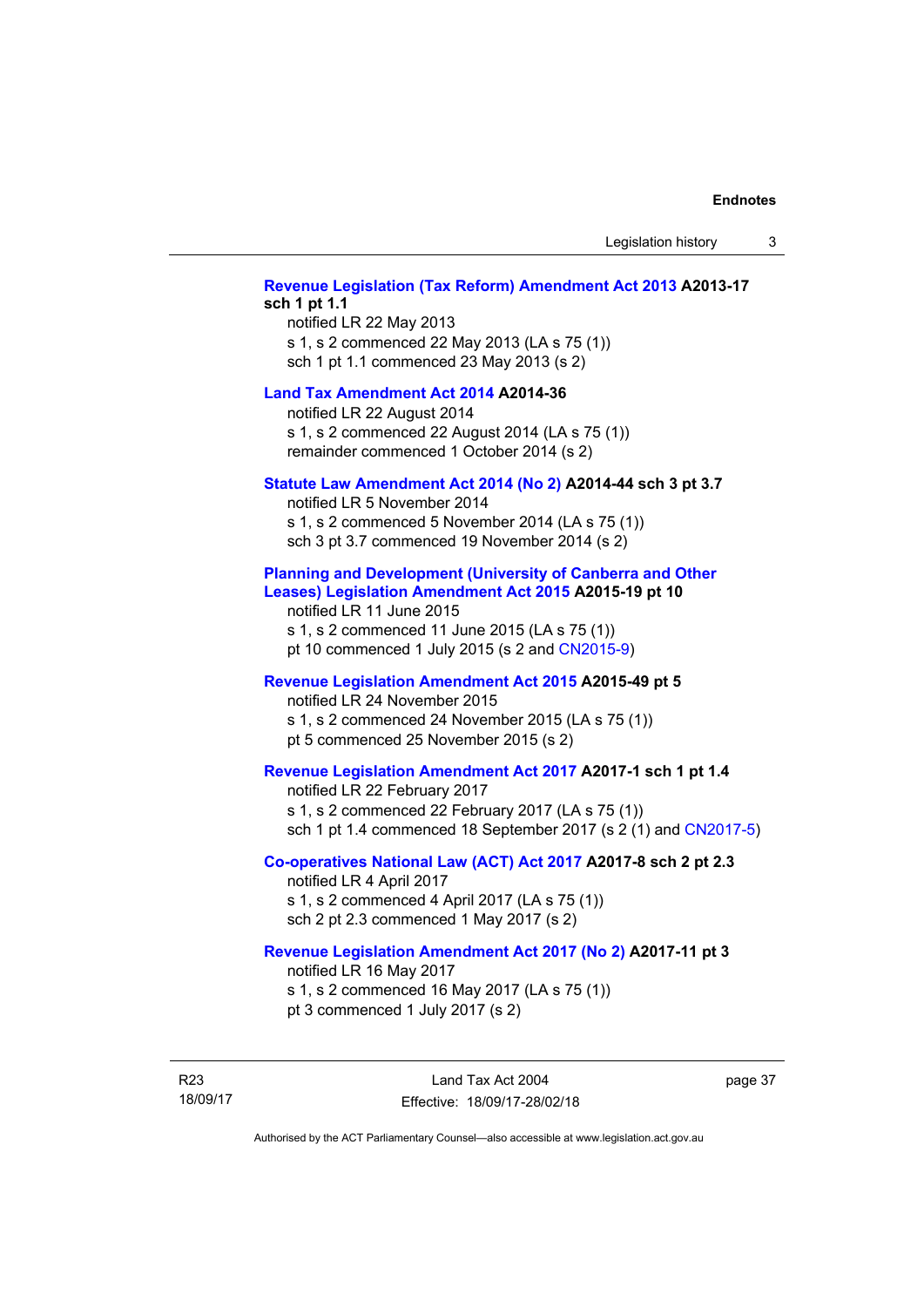**Revenue Legislation (Tax Reform) Amendment Act 2013 A2013-17 sch 1 pt 1.1**

notified LR 22 May 2013

s 1, s 2 commenced 22 May 2013 (LA s 75 (1))

sch 1 pt 1.1 commenced 23 May 2013 (s 2)

**Land Tax Amendment Act 2014 A2014-36**

notified LR 22 August 2014

s 1, s 2 commenced 22 August 2014 (LA s 75 (1))

remainder commenced 1 October 2014 (s 2)

**Statute Law Amendment Act 2014 (No 2) A2014-44 sch 3 pt 3.7**

notified LR 5 November 2014

s 1, s 2 commenced 5 November 2014 (LA s 75 (1))

sch 3 pt 3.7 commenced 19 November 2014 (s 2)

**Planning and Development (University of Canberra and Other Leases) Legislation Amendment Act 2015 A2015-19 pt 10**

notified LR 11 June 2015

s 1, s 2 commenced 11 June 2015 (LA s 75 (1))

pt 10 commenced 1 July 2015 (s 2 and CN2015-9)

**Revenue Legislation Amendment Act 2015 A2015-49 pt 5**

notified LR 24 November 2015

s 1, s 2 commenced 24 November 2015 (LA s 75 (1))

pt 5 commenced 25 November 2015 (s 2)

**Revenue Legislation Amendment Act 2017 A2017-1 sch 1 pt 1.4**

notified LR 22 February 2017

s 1, s 2 commenced 22 February 2017 (LA s 75 (1))

sch 1 pt 1.4 commenced 18 September 2017 (s 2 (1) and CN2017-5)

**Co-operatives National Law (ACT) Act 2017 A2017-8 sch 2 pt 2.3**

notified LR 4 April 2017

s 1, s 2 commenced 4 April 2017 (LA s 75 (1))

sch 2 pt 2.3 commenced 1 May 2017 (s 2)

**Revenue Legislation Amendment Act 2017 (No 2) A2017-11 pt 3**

notified LR 16 May 2017

s 1, s 2 commenced 16 May 2017 (LA s 75 (1))

pt 3 commenced 1 July 2017 (s 2)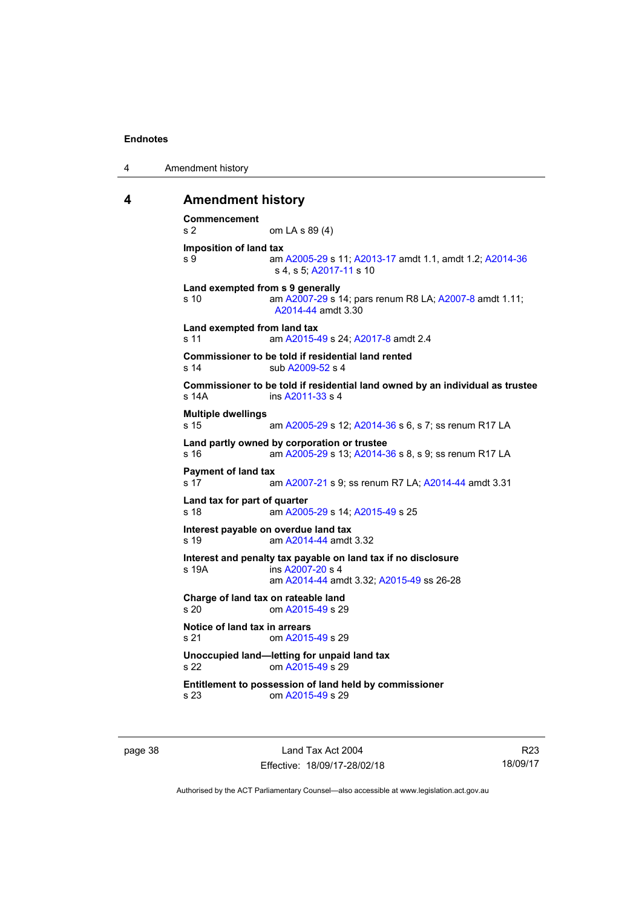## 4 Amendment history

**Commencement**
s 2 om LA s 89 (4)

**Imposition of land tax**
s 9 am A2005-29 s 11; A2013-17 amdt 1.1, amdt 1.2; A2014-36 s 4, s 5; A2017-11 s 10

**Land exempted from s 9 generally**
s 10 am A2007-29 s 14; pars renum R8 LA; A2007-8 amdt 1.11; A2014-44 amdt 3.30

**Land exempted from land tax**
s 11 am A2015-49 s 24; A2017-8 amdt 2.4

**Commissioner to be told if residential land rented**
s 14 sub A2009-52 s 4

**Commissioner to be told if residential land owned by an individual as trustee**
s 14A ins A2011-33 s 4

**Multiple dwellings**
s 15 am A2005-29 s 12; A2014-36 s 6, s 7; ss renum R17 LA

**Land partly owned by corporation or trustee**
s 16 am A2005-29 s 13; A2014-36 s 8, s 9; ss renum R17 LA

**Payment of land tax**
s 17 am A2007-21 s 9; ss renum R7 LA; A2014-44 amdt 3.31

**Land tax for part of quarter**
s 18 am A2005-29 s 14; A2015-49 s 25

**Interest payable on overdue land tax**
s 19 am A2014-44 amdt 3.32

**Interest and penalty tax payable on land tax if no disclosure**
s 19A ins A2007-20 s 4
am A2014-44 amdt 3.32; A2015-49 ss 26-28

**Charge of land tax on rateable land**
s 20 om A2015-49 s 29

**Notice of land tax in arrears**
s 21 om A2015-49 s 29

**Unoccupied land—letting for unpaid land tax**
s 22 om A2015-49 s 29

**Entitlement to possession of land held by commissioner**
s 23 om A2015-49 s 29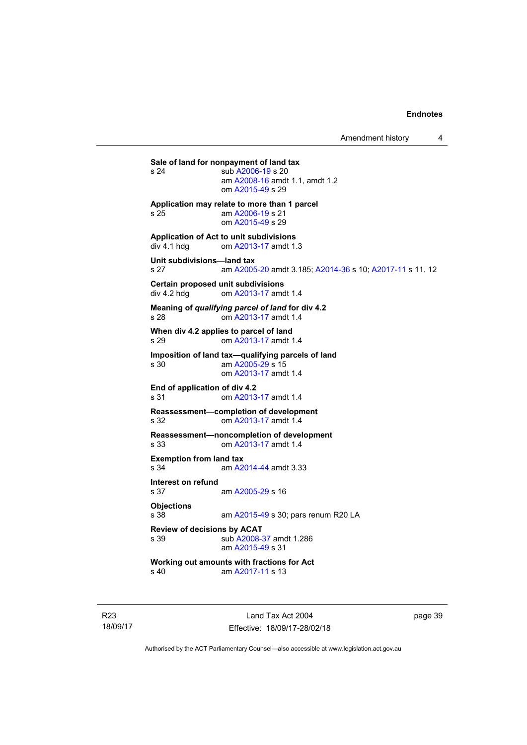**Sale of land for nonpayment of land tax**
s 24 sub A2006-19 s 20
am A2008-16 amdt 1.1, amdt 1.2
om A2015-49 s 29

**Application may relate to more than 1 parcel**
s 25 am A2006-19 s 21
om A2015-49 s 29

**Application of Act to unit subdivisions**
div 4.1 hdg om A2013-17 amdt 1.3

**Unit subdivisions—land tax**
s 27 am A2005-20 amdt 3.185; A2014-36 s 10; A2017-11 s 11, 12

**Certain proposed unit subdivisions**
div 4.2 hdg om A2013-17 amdt 1.4

**Meaning of *qualifying parcel of land* for div 4.2**
s 28 om A2013-17 amdt 1.4

**When div 4.2 applies to parcel of land**
s 29 om A2013-17 amdt 1.4

**Imposition of land tax—qualifying parcels of land**
s 30 am A2005-29 s 15
om A2013-17 amdt 1.4

**End of application of div 4.2**
s 31 om A2013-17 amdt 1.4

**Reassessment—completion of development**
s 32 om A2013-17 amdt 1.4

**Reassessment—noncompletion of development**
s 33 om A2013-17 amdt 1.4

**Exemption from land tax**
s 34 am A2014-44 amdt 3.33

**Interest on refund**
s 37 am A2005-29 s 16

**Objections**
s 38 am A2015-49 s 30; pars renum R20 LA

**Review of decisions by ACAT**
s 39 sub A2008-37 amdt 1.286
am A2015-49 s 31

**Working out amounts with fractions for Act**
s 40 am A2017-11 s 13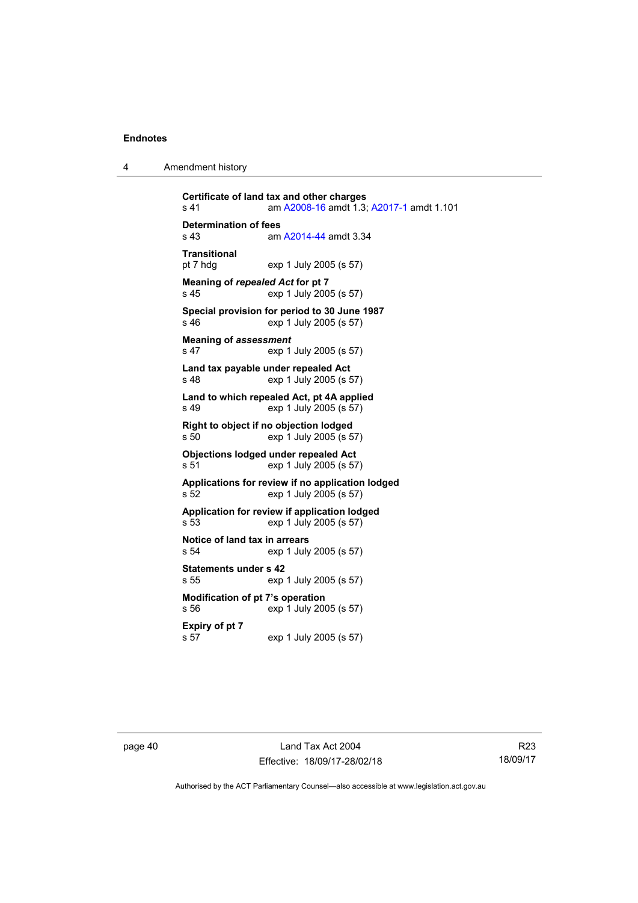**Certificate of land tax and other charges**
s 41 am A2008-16 amdt 1.3; A2017-1 amdt 1.101

**Determination of fees**
s 43 am A2014-44 amdt 3.34

**Transitional**
pt 7 hdg exp 1 July 2005 (s 57)

**Meaning of *repealed Act* for pt 7**
s 45 exp 1 July 2005 (s 57)

**Special provision for period to 30 June 1987**
s 46 exp 1 July 2005 (s 57)

**Meaning of *assessment***
s 47 exp 1 July 2005 (s 57)

**Land tax payable under repealed Act**
s 48 exp 1 July 2005 (s 57)

**Land to which repealed Act, pt 4A applied**
s 49 exp 1 July 2005 (s 57)

**Right to object if no objection lodged**
s 50 exp 1 July 2005 (s 57)

**Objections lodged under repealed Act**
s 51 exp 1 July 2005 (s 57)

**Applications for review if no application lodged**
s 52 exp 1 July 2005 (s 57)

**Application for review if application lodged**
s 53 exp 1 July 2005 (s 57)

**Notice of land tax in arrears**
s 54 exp 1 July 2005 (s 57)

**Statements under s 42**
s 55 exp 1 July 2005 (s 57)

**Modification of pt 7's operation**
s 56 exp 1 July 2005 (s 57)

**Expiry of pt 7**
s 57 exp 1 July 2005 (s 57)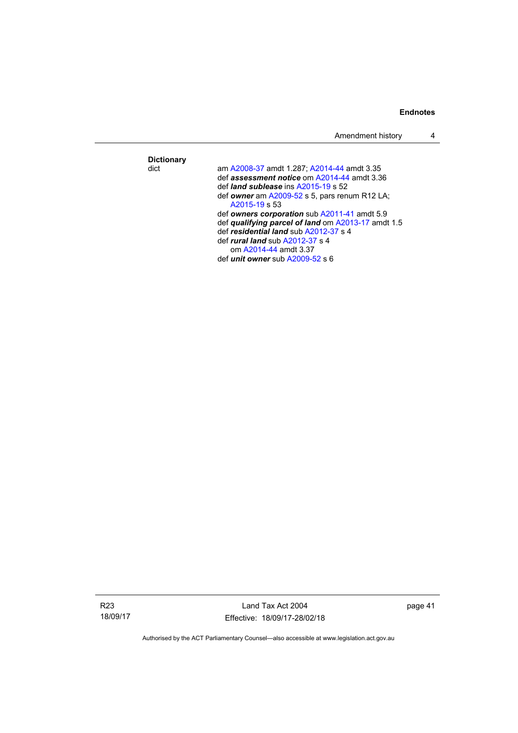**Dictionary**

dict — am A2008-37 amdt 1.287; A2014-44 amdt 3.35
def ***assessment notice*** om A2014-44 amdt 3.36
def ***land sublease*** ins A2015-19 s 52
def ***owner*** am A2009-52 s 5, pars renum R12 LA; A2015-19 s 53
def ***owners corporation*** sub A2011-41 amdt 5.9
def ***qualifying parcel of land*** om A2013-17 amdt 1.5
def ***residential land*** sub A2012-37 s 4
def ***rural land*** sub A2012-37 s 4
om A2014-44 amdt 3.37
def ***unit owner*** sub A2009-52 s 6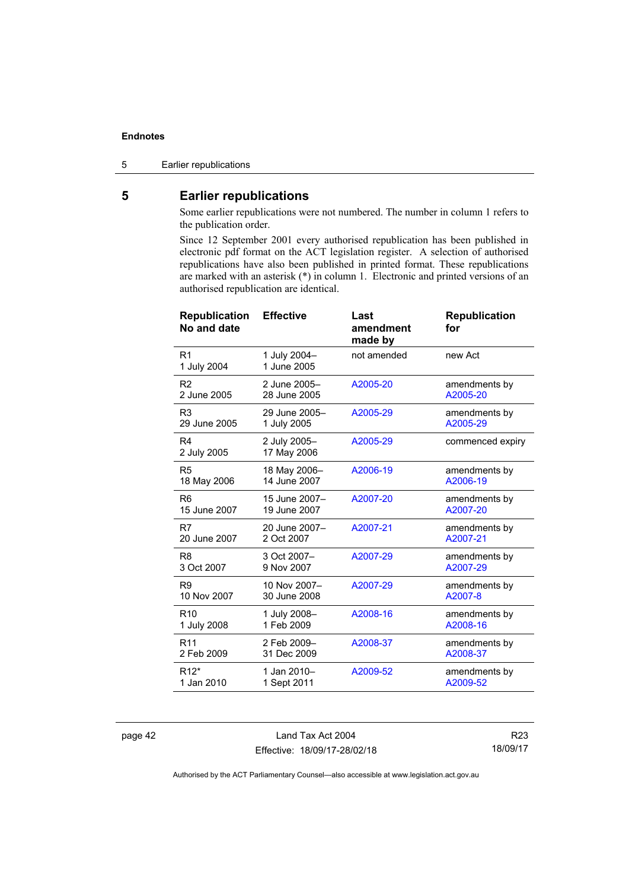## 5 Earlier republications

Some earlier republications were not numbered. The number in column 1 refers to the publication order.

Since 12 September 2001 every authorised republication has been published in electronic pdf format on the ACT legislation register. A selection of authorised republications have also been published in printed format. These republications are marked with an asterisk (*) in column 1. Electronic and printed versions of an authorised republication are identical.

| Republication No and date | Effective | Last amendment made by | Republication for |
|---|---|---|---|
| R1<br>1 July 2004 | 1 July 2004–<br>1 June 2005 | not amended | new Act |
| R2<br>2 June 2005 | 2 June 2005–<br>28 June 2005 | A2005-20 | amendments by A2005-20 |
| R3<br>29 June 2005 | 29 June 2005–<br>1 July 2005 | A2005-29 | amendments by A2005-29 |
| R4<br>2 July 2005 | 2 July 2005–<br>17 May 2006 | A2005-29 | commenced expiry |
| R5<br>18 May 2006 | 18 May 2006–<br>14 June 2007 | A2006-19 | amendments by A2006-19 |
| R6<br>15 June 2007 | 15 June 2007–<br>19 June 2007 | A2007-20 | amendments by A2007-20 |
| R7<br>20 June 2007 | 20 June 2007–<br>2 Oct 2007 | A2007-21 | amendments by A2007-21 |
| R8<br>3 Oct 2007 | 3 Oct 2007–<br>9 Nov 2007 | A2007-29 | amendments by A2007-29 |
| R9<br>10 Nov 2007 | 10 Nov 2007–<br>30 June 2008 | A2007-29 | amendments by A2007-8 |
| R10<br>1 July 2008 | 1 July 2008–<br>1 Feb 2009 | A2008-16 | amendments by A2008-16 |
| R11<br>2 Feb 2009 | 2 Feb 2009–<br>31 Dec 2009 | A2008-37 | amendments by A2008-37 |
| R12*<br>1 Jan 2010 | 1 Jan 2010–<br>1 Sept 2011 | A2009-52 | amendments by A2009-52 |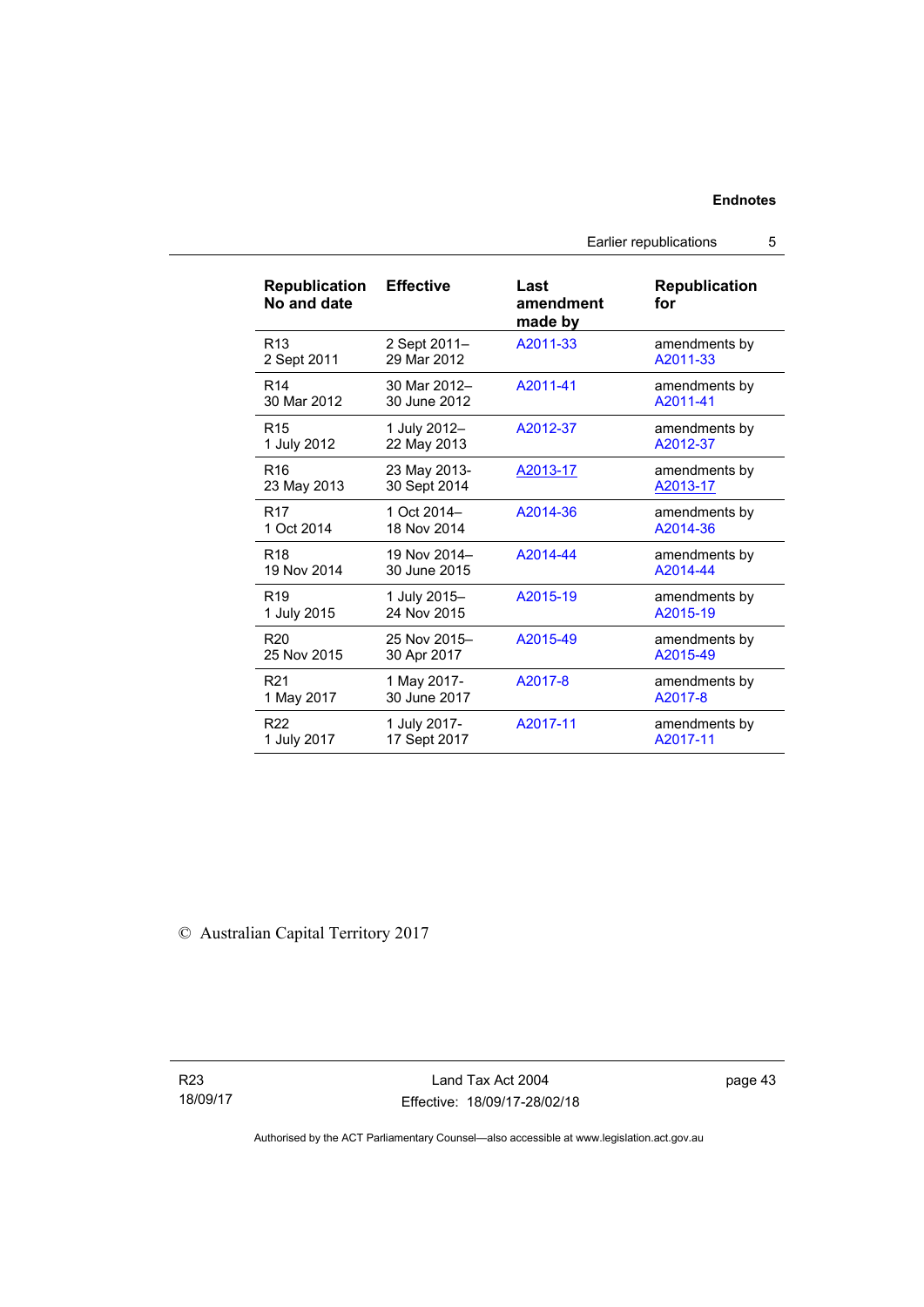| Republication No and date | Effective | Last amendment made by | Republication for |
|---|---|---|---|
| R13 2 Sept 2011 | 2 Sept 2011– 29 Mar 2012 | A2011-33 | amendments by A2011-33 |
| R14 30 Mar 2012 | 30 Mar 2012– 30 June 2012 | A2011-41 | amendments by A2011-41 |
| R15 1 July 2012 | 1 July 2012– 22 May 2013 | A2012-37 | amendments by A2012-37 |
| R16 23 May 2013 | 23 May 2013- 30 Sept 2014 | A2013-17 | amendments by A2013-17 |
| R17 1 Oct 2014 | 1 Oct 2014– 18 Nov 2014 | A2014-36 | amendments by A2014-36 |
| R18 19 Nov 2014 | 19 Nov 2014– 30 June 2015 | A2014-44 | amendments by A2014-44 |
| R19 1 July 2015 | 1 July 2015– 24 Nov 2015 | A2015-19 | amendments by A2015-19 |
| R20 25 Nov 2015 | 25 Nov 2015– 30 Apr 2017 | A2015-49 | amendments by A2015-49 |
| R21 1 May 2017 | 1 May 2017- 30 June 2017 | A2017-8 | amendments by A2017-8 |
| R22 1 July 2017 | 1 July 2017- 17 Sept 2017 | A2017-11 | amendments by A2017-11 |

© Australian Capital Territory 2017